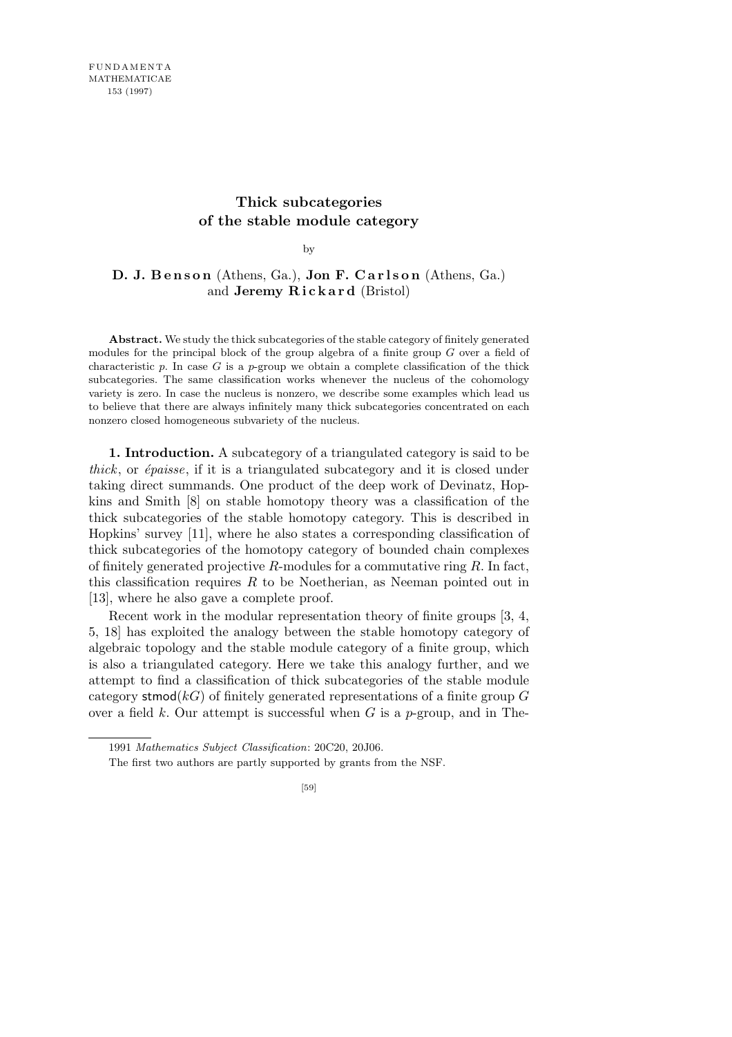# Thick subcategories of the stable module category

by

**D. J. Benson** (Athens, Ga.), **Jon F. Carlson** (Athens, Ga.) and **Jeremy Rickard** (Bristol)

**Abstract.** We study the thick subcategories of the stable category of finitely generated modules for the principal block of the group algebra of a finite group $G$ over a field of characteristic $p$. In case $G$ is a $p$-group we obtain a complete classification of the thick subcategories. The same classification works whenever the nucleus of the cohomology variety is zero. In case the nucleus is nonzero, we describe some examples which lead us to believe that there are always infinitely many thick subcategories concentrated on each nonzero closed homogeneous subvariety of the nucleus.

**1. Introduction.** A subcategory of a triangulated category is said to be *thick*, or *épaisse*, if it is a triangulated subcategory and it is closed under taking direct summands. One product of the deep work of Devinatz, Hopkins and Smith [8] on stable homotopy theory was a classification of the thick subcategories of the stable homotopy category. This is described in Hopkins' survey [11], where he also states a corresponding classification of thick subcategories of the homotopy category of bounded chain complexes of finitely generated projective $R$-modules for a commutative ring $R$. In fact, this classification requires $R$ to be Noetherian, as Neeman pointed out in [13], where he also gave a complete proof.

Recent work in the modular representation theory of finite groups [3, 4, 5, 18] has exploited the analogy between the stable homotopy category of algebraic topology and the stable module category of a finite group, which is also a triangulated category. Here we take this analogy further, and we attempt to find a classification of thick subcategories of the stable module category $\mathsf{stmod}(kG)$ of finitely generated representations of a finite group $G$ over a field $k$. Our attempt is successful when $G$ is a $p$-group, and in The-

---

1991 *Mathematics Subject Classification*: 20C20, 20J06.

The first two authors are partly supported by grants from the NSF.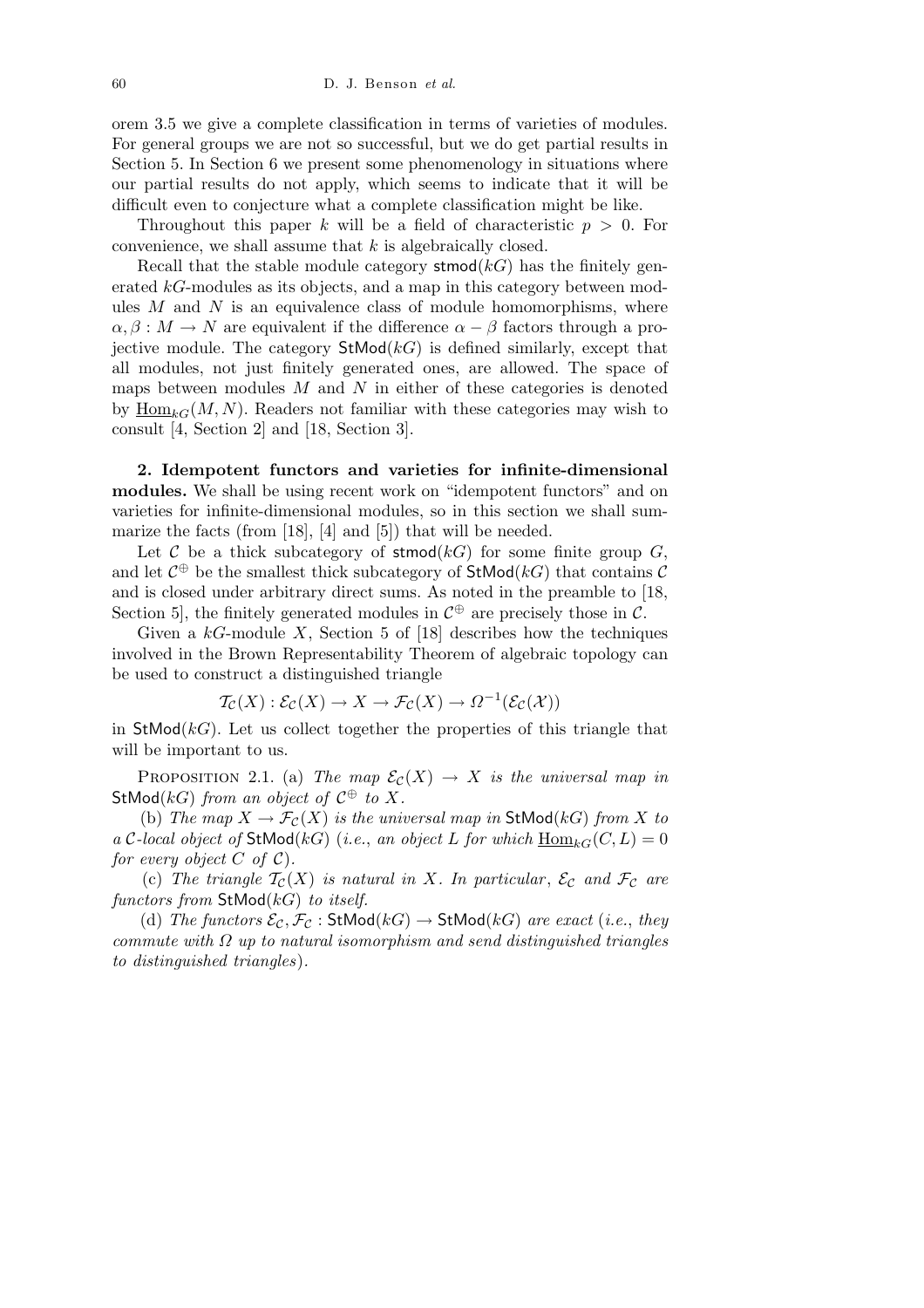orem 3.5 we give a complete classification in terms of varieties of modules. For general groups we are not so successful, but we do get partial results in Section 5. In Section 6 we present some phenomenology in situations where our partial results do not apply, which seems to indicate that it will be difficult even to conjecture what a complete classification might be like.

Throughout this paper $k$ will be a field of characteristic $p > 0$. For convenience, we shall assume that $k$ is algebraically closed.

Recall that the stable module category $\mathsf{stmod}(kG)$ has the finitely generated $kG$-modules as its objects, and a map in this category between modules $M$ and $N$ is an equivalence class of module homomorphisms, where $\alpha, \beta : M \to N$ are equivalent if the difference $\alpha - \beta$ factors through a projective module. The category $\mathsf{StMod}(kG)$ is defined similarly, except that all modules, not just finitely generated ones, are allowed. The space of maps between modules $M$ and $N$ in either of these categories is denoted by $\underline{\mathrm{Hom}}_{kG}(M, N)$. Readers not familiar with these categories may wish to consult [4, Section 2] and [18, Section 3].

## 2. Idempotent functors and varieties for infinite-dimensional modules.

We shall be using recent work on "idempotent functors" and on varieties for infinite-dimensional modules, so in this section we shall summarize the facts (from [18], [4] and [5]) that will be needed.

Let $\mathcal{C}$ be a thick subcategory of $\mathsf{stmod}(kG)$ for some finite group $G$, and let $\mathcal{C}^{\oplus}$ be the smallest thick subcategory of $\mathsf{StMod}(kG)$ that contains $\mathcal{C}$ and is closed under arbitrary direct sums. As noted in the preamble to [18, Section 5], the finitely generated modules in $\mathcal{C}^{\oplus}$ are precisely those in $\mathcal{C}$.

Given a $kG$-module $X$, Section 5 of [18] describes how the techniques involved in the Brown Representability Theorem of algebraic topology can be used to construct a distinguished triangle

$$\mathcal{T}_{\mathcal{C}}(X) : \mathcal{E}_{\mathcal{C}}(X) \to X \to \mathcal{F}_{\mathcal{C}}(X) \to \Omega^{-1}(\mathcal{E}_{\mathcal{C}}(\mathcal{X}))$$

in $\mathsf{StMod}(kG)$. Let us collect together the properties of this triangle that will be important to us.

Proposition 2.1. (a) *The map $\mathcal{E}_{\mathcal{C}}(X) \to X$ is the universal map in $\mathsf{StMod}(kG)$ from an object of $\mathcal{C}^{\oplus}$ to $X$.*

(b) *The map $X \to \mathcal{F}_{\mathcal{C}}(X)$ is the universal map in $\mathsf{StMod}(kG)$ from $X$ to a $\mathcal{C}$-local object of $\mathsf{StMod}(kG)$ (i.e., an object $L$ for which $\underline{\mathrm{Hom}}_{kG}(C, L) = 0$ for every object $C$ of $\mathcal{C}$).*

(c) *The triangle $\mathcal{T}_{\mathcal{C}}(X)$ is natural in $X$. In particular, $\mathcal{E}_{\mathcal{C}}$ and $\mathcal{F}_{\mathcal{C}}$ are functors from $\mathsf{StMod}(kG)$ to itself.*

(d) *The functors $\mathcal{E}_{\mathcal{C}}, \mathcal{F}_{\mathcal{C}} : \mathsf{StMod}(kG) \to \mathsf{StMod}(kG)$ are exact (i.e., they commute with $\Omega$ up to natural isomorphism and send distinguished triangles to distinguished triangles).*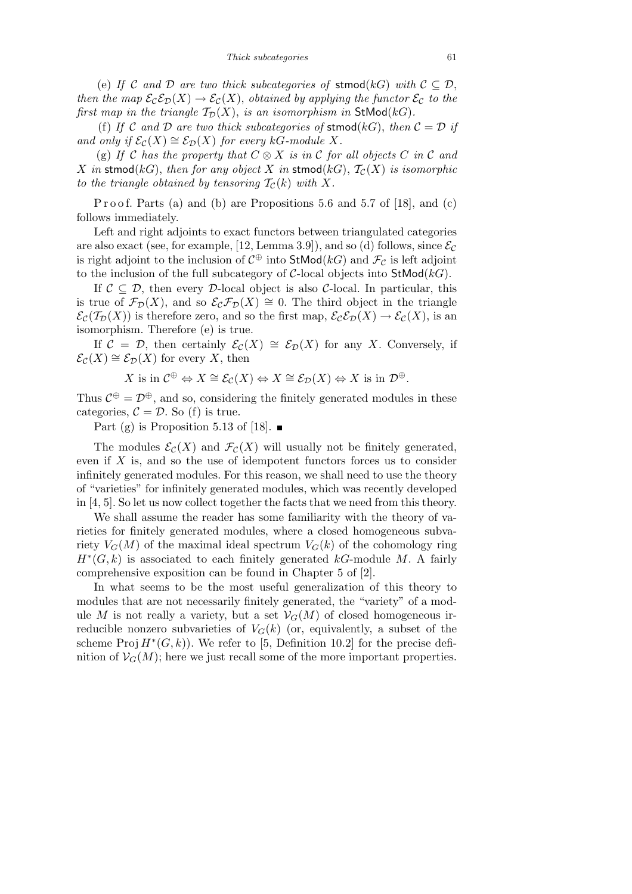(e) *If $\mathcal{C}$ and $\mathcal{D}$ are two thick subcategories of* $\mathsf{stmod}(kG)$ *with* $\mathcal{C} \subseteq \mathcal{D}$, *then the map* $\mathcal{E}_\mathcal{C}\mathcal{E}_\mathcal{D}(X) \to \mathcal{E}_\mathcal{C}(X)$, *obtained by applying the functor* $\mathcal{E}_\mathcal{C}$ *to the first map in the triangle* $\mathcal{T}_\mathcal{D}(X)$, *is an isomorphism in* $\mathsf{StMod}(kG)$.

(f) *If $\mathcal{C}$ and $\mathcal{D}$ are two thick subcategories of* $\mathsf{stmod}(kG)$, *then* $\mathcal{C} = \mathcal{D}$ *if and only if* $\mathcal{E}_\mathcal{C}(X) \cong \mathcal{E}_\mathcal{D}(X)$ *for every kG-module X*.

(g) *If $\mathcal{C}$ has the property that* $C \otimes X$ *is in $\mathcal{C}$ for all objects C in $\mathcal{C}$ and X in* $\mathsf{stmod}(kG)$, *then for any object X in* $\mathsf{stmod}(kG)$, $\mathcal{T}_\mathcal{C}(X)$ *is isomorphic to the triangle obtained by tensoring* $\mathcal{T}_\mathcal{C}(k)$ *with X*.

Proof. Parts (a) and (b) are Propositions 5.6 and 5.7 of [18], and (c) follows immediately.

Left and right adjoints to exact functors between triangulated categories are also exact (see, for example, [12, Lemma 3.9]), and so (d) follows, since $\mathcal{E}_\mathcal{C}$ is right adjoint to the inclusion of $\mathcal{C}^\oplus$ into $\mathsf{StMod}(kG)$ and $\mathcal{F}_\mathcal{C}$ is left adjoint to the inclusion of the full subcategory of $\mathcal{C}$-local objects into $\mathsf{StMod}(kG)$.

If $\mathcal{C} \subseteq \mathcal{D}$, then every $\mathcal{D}$-local object is also $\mathcal{C}$-local. In particular, this is true of $\mathcal{F}_\mathcal{D}(X)$, and so $\mathcal{E}_\mathcal{C}\mathcal{F}_\mathcal{D}(X) \cong 0$. The third object in the triangle $\mathcal{E}_\mathcal{C}(\mathcal{T}_\mathcal{D}(X))$ is therefore zero, and so the first map, $\mathcal{E}_\mathcal{C}\mathcal{E}_\mathcal{D}(X) \to \mathcal{E}_\mathcal{C}(X)$, is an isomorphism. Therefore (e) is true.

If $\mathcal{C} = \mathcal{D}$, then certainly $\mathcal{E}_\mathcal{C}(X) \cong \mathcal{E}_\mathcal{D}(X)$ for any $X$. Conversely, if $\mathcal{E}_\mathcal{C}(X) \cong \mathcal{E}_\mathcal{D}(X)$ for every $X$, then

$$X \text{ is in } \mathcal{C}^\oplus \Leftrightarrow X \cong \mathcal{E}_\mathcal{C}(X) \Leftrightarrow X \cong \mathcal{E}_\mathcal{D}(X) \Leftrightarrow X \text{ is in } \mathcal{D}^\oplus.$$

Thus $\mathcal{C}^\oplus = \mathcal{D}^\oplus$, and so, considering the finitely generated modules in these categories, $\mathcal{C} = \mathcal{D}$. So (f) is true.

Part (g) is Proposition 5.13 of [18]. ■

The modules $\mathcal{E}_\mathcal{C}(X)$ and $\mathcal{F}_\mathcal{C}(X)$ will usually not be finitely generated, even if $X$ is, and so the use of idempotent functors forces us to consider infinitely generated modules. For this reason, we shall need to use the theory of "varieties" for infinitely generated modules, which was recently developed in [4, 5]. So let us now collect together the facts that we need from this theory.

We shall assume the reader has some familiarity with the theory of varieties for finitely generated modules, where a closed homogeneous subvariety $V_G(M)$ of the maximal ideal spectrum $V_G(k)$ of the cohomology ring $H^*(G, k)$ is associated to each finitely generated $kG$-module $M$. A fairly comprehensive exposition can be found in Chapter 5 of [2].

In what seems to be the most useful generalization of this theory to modules that are not necessarily finitely generated, the "variety" of a module $M$ is not really a variety, but a set $\mathcal{V}_G(M)$ of closed homogeneous irreducible nonzero subvarieties of $V_G(k)$ (or, equivalently, a subset of the scheme $\operatorname{Proj} H^*(G, k)$). We refer to [5, Definition 10.2] for the precise definition of $\mathcal{V}_G(M)$; here we just recall some of the more important properties.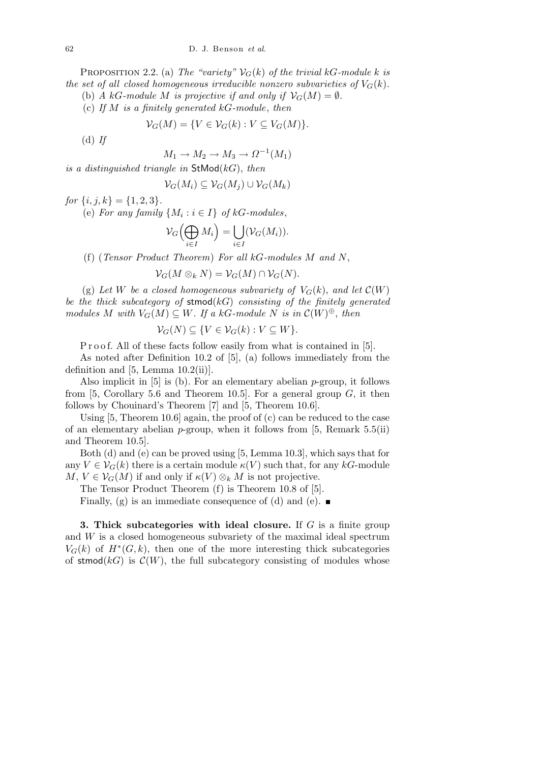Proposition 2.2. (a) *The "variety" $\mathcal{V}_G(k)$ of the trivial $kG$-module $k$ is the set of all closed homogeneous irreducible nonzero subvarieties of $V_G(k)$.*

(b) *A $kG$-module $M$ is projective if and only if $\mathcal{V}_G(M) = \emptyset$.*

(c) *If $M$ is a finitely generated $kG$-module, then*

$$\mathcal{V}_G(M) = \{V \in \mathcal{V}_G(k) : V \subseteq V_G(M)\}.$$

(d) *If*

$$M_1 \to M_2 \to M_3 \to \Omega^{-1}(M_1)$$

*is a distinguished triangle in* $\mathsf{StMod}(kG)$, *then*

$$\mathcal{V}_G(M_i) \subseteq \mathcal{V}_G(M_j) \cup \mathcal{V}_G(M_k)$$

*for* $\{i, j, k\} = \{1, 2, 3\}$.

(e) *For any family* $\{M_i : i \in I\}$ *of $kG$-modules*,

$$\mathcal{V}_G\Big(\bigoplus_{i \in I} M_i\Big) = \bigcup_{i \in I} (\mathcal{V}_G(M_i)).$$

(f) (*Tensor Product Theorem*) *For all $kG$-modules $M$ and $N$*,

$$\mathcal{V}_G(M \otimes_k N) = \mathcal{V}_G(M) \cap \mathcal{V}_G(N).$$

(g) *Let $W$ be a closed homogeneous subvariety of $V_G(k)$, and let $\mathcal{C}(W)$ be the thick subcategory of* $\mathsf{stmod}(kG)$ *consisting of the finitely generated modules $M$ with $V_G(M) \subseteq W$. If a $kG$-module $N$ is in $\mathcal{C}(W)^{\oplus}$, then*

$$\mathcal{V}_G(N) \subseteq \{V \in \mathcal{V}_G(k) : V \subseteq W\}.$$

Proof. All of these facts follow easily from what is contained in [5].

As noted after Definition 10.2 of [5], (a) follows immediately from the definition and [5, Lemma 10.2(ii)].

Also implicit in [5] is (b). For an elementary abelian $p$-group, it follows from [5, Corollary 5.6 and Theorem 10.5]. For a general group $G$, it then follows by Chouinard's Theorem [7] and [5, Theorem 10.6].

Using [5, Theorem 10.6] again, the proof of (c) can be reduced to the case of an elementary abelian $p$-group, when it follows from [5, Remark 5.5(ii) and Theorem 10.5].

Both (d) and (e) can be proved using [5, Lemma 10.3], which says that for any $V \in \mathcal{V}_G(k)$ there is a certain module $\kappa(V)$ such that, for any $kG$-module $M$, $V \in \mathcal{V}_G(M)$ if and only if $\kappa(V) \otimes_k M$ is not projective.

The Tensor Product Theorem (f) is Theorem 10.8 of [5].

Finally, (g) is an immediate consequence of (d) and (e). ∎

**3. Thick subcategories with ideal closure.** If $G$ is a finite group and $W$ is a closed homogeneous subvariety of the maximal ideal spectrum $V_G(k)$ of $H^*(G, k)$, then one of the more interesting thick subcategories of $\mathsf{stmod}(kG)$ is $\mathcal{C}(W)$, the full subcategory consisting of modules whose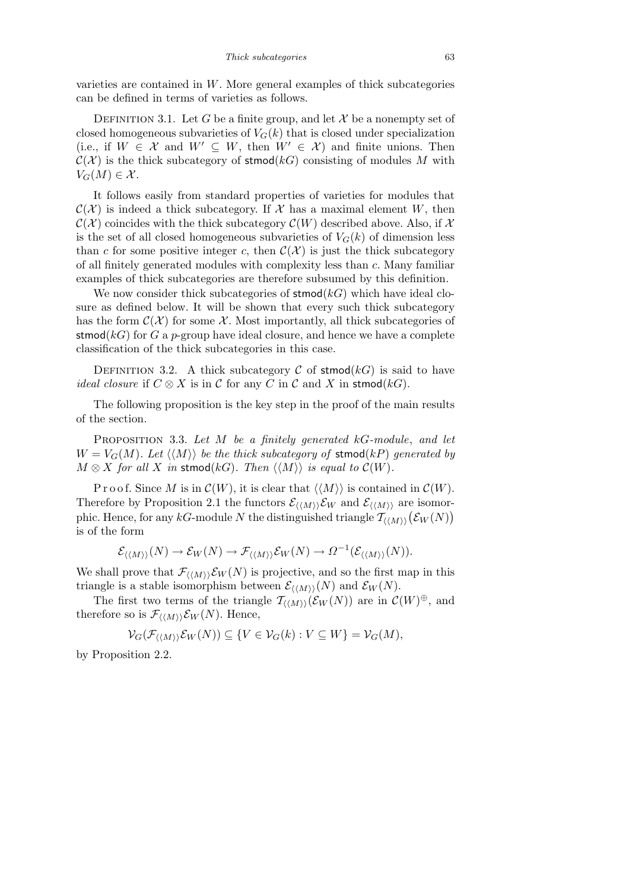varieties are contained in $W$. More general examples of thick subcategories can be defined in terms of varieties as follows.

Definition 3.1. Let $G$ be a finite group, and let $\mathcal{X}$ be a nonempty set of closed homogeneous subvarieties of $V_G(k)$ that is closed under specialization (i.e., if $W \in \mathcal{X}$ and $W' \subseteq W$, then $W' \in \mathcal{X}$) and finite unions. Then $\mathcal{C}(\mathcal{X})$ is the thick subcategory of $\mathsf{stmod}(kG)$ consisting of modules $M$ with $V_G(M) \in \mathcal{X}$.

It follows easily from standard properties of varieties for modules that $\mathcal{C}(\mathcal{X})$ is indeed a thick subcategory. If $\mathcal{X}$ has a maximal element $W$, then $\mathcal{C}(\mathcal{X})$ coincides with the thick subcategory $\mathcal{C}(W)$ described above. Also, if $\mathcal{X}$ is the set of all closed homogeneous subvarieties of $V_G(k)$ of dimension less than $c$ for some positive integer $c$, then $\mathcal{C}(\mathcal{X})$ is just the thick subcategory of all finitely generated modules with complexity less than $c$. Many familiar examples of thick subcategories are therefore subsumed by this definition.

We now consider thick subcategories of $\mathsf{stmod}(kG)$ which have ideal closure as defined below. It will be shown that every such thick subcategory has the form $\mathcal{C}(\mathcal{X})$ for some $\mathcal{X}$. Most importantly, all thick subcategories of $\mathsf{stmod}(kG)$ for $G$ a $p$-group have ideal closure, and hence we have a complete classification of the thick subcategories in this case.

Definition 3.2. A thick subcategory $\mathcal{C}$ of $\mathsf{stmod}(kG)$ is said to have *ideal closure* if $C \otimes X$ is in $\mathcal{C}$ for any $C$ in $\mathcal{C}$ and $X$ in $\mathsf{stmod}(kG)$.

The following proposition is the key step in the proof of the main results of the section.

Proposition 3.3. *Let $M$ be a finitely generated $kG$-module, and let $W = V_G(M)$. Let $\langle\langle M \rangle\rangle$ be the thick subcategory of $\mathsf{stmod}(kP)$ generated by $M \otimes X$ for all $X$ in $\mathsf{stmod}(kG)$. Then $\langle\langle M \rangle\rangle$ is equal to $\mathcal{C}(W)$.*

Proof. Since $M$ is in $\mathcal{C}(W)$, it is clear that $\langle\langle M \rangle\rangle$ is contained in $\mathcal{C}(W)$. Therefore by Proposition 2.1 the functors $\mathcal{E}_{\langle\langle M \rangle\rangle}\mathcal{E}_W$ and $\mathcal{E}_{\langle\langle M \rangle\rangle}$ are isomorphic. Hence, for any $kG$-module $N$ the distinguished triangle $\mathcal{T}_{\langle\langle M \rangle\rangle}(\mathcal{E}_W(N))$ is of the form

$$\mathcal{E}_{\langle\langle M \rangle\rangle}(N) \to \mathcal{E}_W(N) \to \mathcal{F}_{\langle\langle M \rangle\rangle}\mathcal{E}_W(N) \to \Omega^{-1}(\mathcal{E}_{\langle\langle M \rangle\rangle}(N)).$$

We shall prove that $\mathcal{F}_{\langle\langle M \rangle\rangle}\mathcal{E}_W(N)$ is projective, and so the first map in this triangle is a stable isomorphism between $\mathcal{E}_{\langle\langle M \rangle\rangle}(N)$ and $\mathcal{E}_W(N)$.

The first two terms of the triangle $\mathcal{T}_{\langle\langle M \rangle\rangle}(\mathcal{E}_W(N))$ are in $\mathcal{C}(W)^{\oplus}$, and therefore so is $\mathcal{F}_{\langle\langle M \rangle\rangle}\mathcal{E}_W(N)$. Hence,

$$\mathcal{V}_G(\mathcal{F}_{\langle\langle M \rangle\rangle}\mathcal{E}_W(N)) \subseteq \{V \in \mathcal{V}_G(k) : V \subseteq W\} = \mathcal{V}_G(M),$$

by Proposition 2.2.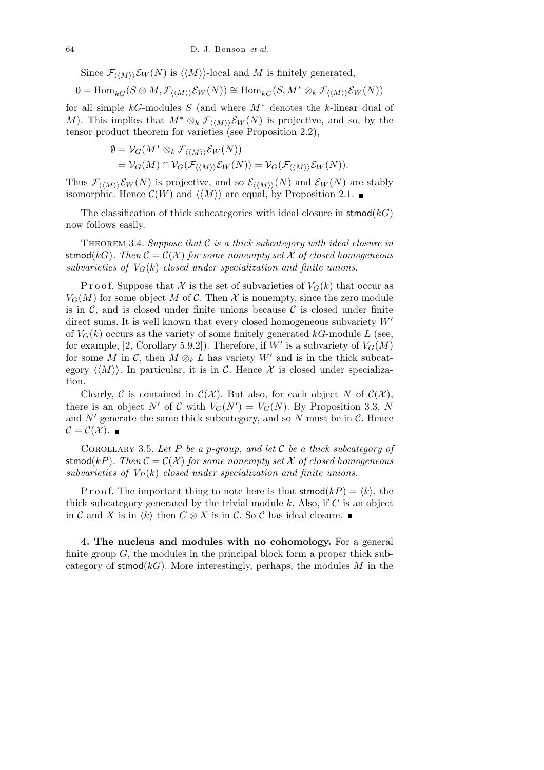Since $\mathcal{F}_{\langle\langle M\rangle\rangle}\mathcal{E}_W(N)$ is $\langle\langle M\rangle\rangle$-local and $M$ is finitely generated,

$$0 = \underline{\mathrm{Hom}}_{kG}(S \otimes M, \mathcal{F}_{\langle\langle M\rangle\rangle}\mathcal{E}_W(N)) \cong \underline{\mathrm{Hom}}_{kG}(S, M^* \otimes_k \mathcal{F}_{\langle\langle M\rangle\rangle}\mathcal{E}_W(N))$$

for all simple $kG$-modules $S$ (and where $M^*$ denotes the $k$-linear dual of $M$). This implies that $M^* \otimes_k \mathcal{F}_{\langle\langle M\rangle\rangle}\mathcal{E}_W(N)$ is projective, and so, by the tensor product theorem for varieties (see Proposition 2.2),

$$\begin{aligned}\emptyset &= \mathcal{V}_G(M^* \otimes_k \mathcal{F}_{\langle\langle M\rangle\rangle}\mathcal{E}_W(N)) \\ &= \mathcal{V}_G(M) \cap \mathcal{V}_G(\mathcal{F}_{\langle\langle M\rangle\rangle}\mathcal{E}_W(N)) = \mathcal{V}_G(\mathcal{F}_{\langle\langle M\rangle\rangle}\mathcal{E}_W(N)).\end{aligned}$$

Thus $\mathcal{F}_{\langle\langle M\rangle\rangle}\mathcal{E}_W(N)$ is projective, and so $\mathcal{E}_{\langle\langle M\rangle\rangle}(N)$ and $\mathcal{E}_W(N)$ are stably isomorphic. Hence $\mathcal{C}(W)$ and $\langle\langle M\rangle\rangle$ are equal, by Proposition 2.1. ■

The classification of thick subcategories with ideal closure in $\mathsf{stmod}(kG)$ now follows easily.

Theorem 3.4. *Suppose that $\mathcal{C}$ is a thick subcategory with ideal closure in $\mathsf{stmod}(kG)$. Then $\mathcal{C} = \mathcal{C}(\mathcal{X})$ for some nonempty set $\mathcal{X}$ of closed homogeneous subvarieties of $V_G(k)$ closed under specialization and finite unions.*

Proof. Suppose that $\mathcal{X}$ is the set of subvarieties of $V_G(k)$ that occur as $V_G(M)$ for some object $M$ of $\mathcal{C}$. Then $\mathcal{X}$ is nonempty, since the zero module is in $\mathcal{C}$, and is closed under finite unions because $\mathcal{C}$ is closed under finite direct sums. It is well known that every closed homogeneous subvariety $W'$ of $V_G(k)$ occurs as the variety of some finitely generated $kG$-module $L$ (see, for example, [2, Corollary 5.9.2]). Therefore, if $W'$ is a subvariety of $V_G(M)$ for some $M$ in $\mathcal{C}$, then $M \otimes_k L$ has variety $W'$ and is in the thick subcategory $\langle\langle M\rangle\rangle$. In particular, it is in $\mathcal{C}$. Hence $\mathcal{X}$ is closed under specialization.

Clearly, $\mathcal{C}$ is contained in $\mathcal{C}(\mathcal{X})$. But also, for each object $N$ of $\mathcal{C}(\mathcal{X})$, there is an object $N'$ of $\mathcal{C}$ with $V_G(N') = V_G(N)$. By Proposition 3.3, $N$ and $N'$ generate the same thick subcategory, and so $N$ must be in $\mathcal{C}$. Hence $\mathcal{C} = \mathcal{C}(\mathcal{X})$. ■

Corollary 3.5. *Let $P$ be a $p$-group, and let $\mathcal{C}$ be a thick subcategory of $\mathsf{stmod}(kP)$. Then $\mathcal{C} = \mathcal{C}(\mathcal{X})$ for some nonempty set $\mathcal{X}$ of closed homogeneous subvarieties of $V_P(k)$ closed under specialization and finite unions.*

Proof. The important thing to note here is that $\mathsf{stmod}(kP) = \langle k\rangle$, the thick subcategory generated by the trivial module $k$. Also, if $C$ is an object in $\mathcal{C}$ and $X$ is in $\langle k\rangle$ then $C \otimes X$ is in $\mathcal{C}$. So $\mathcal{C}$ has ideal closure. ■

**4. The nucleus and modules with no cohomology.** For a general finite group $G$, the modules in the principal block form a proper thick subcategory of $\mathsf{stmod}(kG)$. More interestingly, perhaps, the modules $M$ in the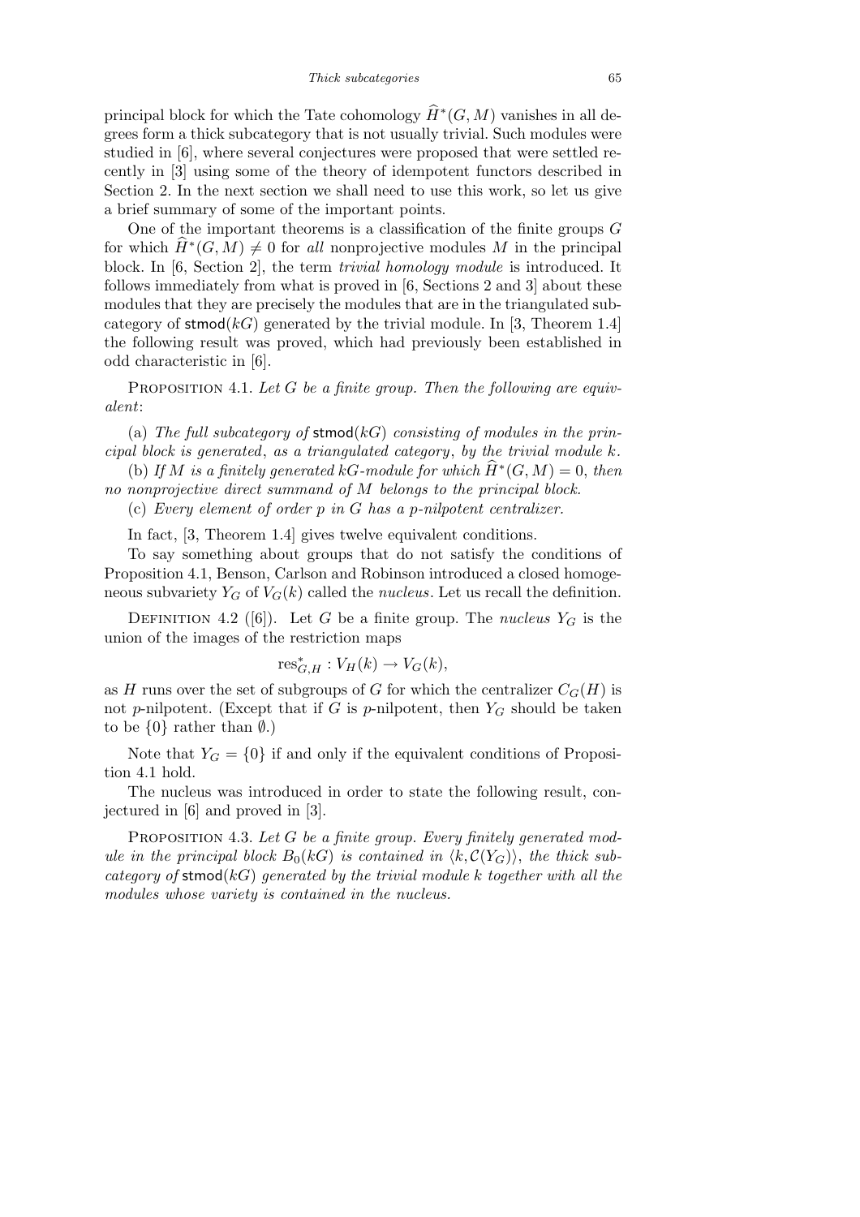principal block for which the Tate cohomology $\widehat{H}^*(G,M)$ vanishes in all degrees form a thick subcategory that is not usually trivial. Such modules were studied in [6], where several conjectures were proposed that were settled recently in [3] using some of the theory of idempotent functors described in Section 2. In the next section we shall need to use this work, so let us give a brief summary of some of the important points.

One of the important theorems is a classification of the finite groups $G$ for which $\widehat{H}^*(G,M) \neq 0$ for *all* nonprojective modules $M$ in the principal block. In [6, Section 2], the term *trivial homology module* is introduced. It follows immediately from what is proved in [6, Sections 2 and 3] about these modules that they are precisely the modules that are in the triangulated subcategory of $\mathsf{stmod}(kG)$ generated by the trivial module. In [3, Theorem 1.4] the following result was proved, which had previously been established in odd characteristic in [6].

Proposition 4.1. *Let $G$ be a finite group. Then the following are equivalent*:

(a) *The full subcategory of $\mathsf{stmod}(kG)$ consisting of modules in the principal block is generated*, *as a triangulated category*, *by the trivial module $k$.*

(b) *If $M$ is a finitely generated $kG$-module for which $\widehat{H}^*(G,M) = 0$, then no nonprojective direct summand of $M$ belongs to the principal block.*

(c) *Every element of order $p$ in $G$ has a $p$-nilpotent centralizer.*

In fact, [3, Theorem 1.4] gives twelve equivalent conditions.

To say something about groups that do not satisfy the conditions of Proposition 4.1, Benson, Carlson and Robinson introduced a closed homogeneous subvariety $Y_G$ of $V_G(k)$ called the *nucleus*. Let us recall the definition.

Definition 4.2 ([6]). Let $G$ be a finite group. The *nucleus* $Y_G$ is the union of the images of the restriction maps

$$\mathrm{res}^*_{G,H} : V_H(k) \to V_G(k),$$

as $H$ runs over the set of subgroups of $G$ for which the centralizer $C_G(H)$ is not $p$-nilpotent. (Except that if $G$ is $p$-nilpotent, then $Y_G$ should be taken to be $\{0\}$ rather than $\emptyset$.)

Note that $Y_G = \{0\}$ if and only if the equivalent conditions of Proposition 4.1 hold.

The nucleus was introduced in order to state the following result, conjectured in [6] and proved in [3].

Proposition 4.3. *Let $G$ be a finite group. Every finitely generated module in the principal block $B_0(kG)$ is contained in $\langle k, \mathcal{C}(Y_G)\rangle$, the thick subcategory of $\mathsf{stmod}(kG)$ generated by the trivial module $k$ together with all the modules whose variety is contained in the nucleus.*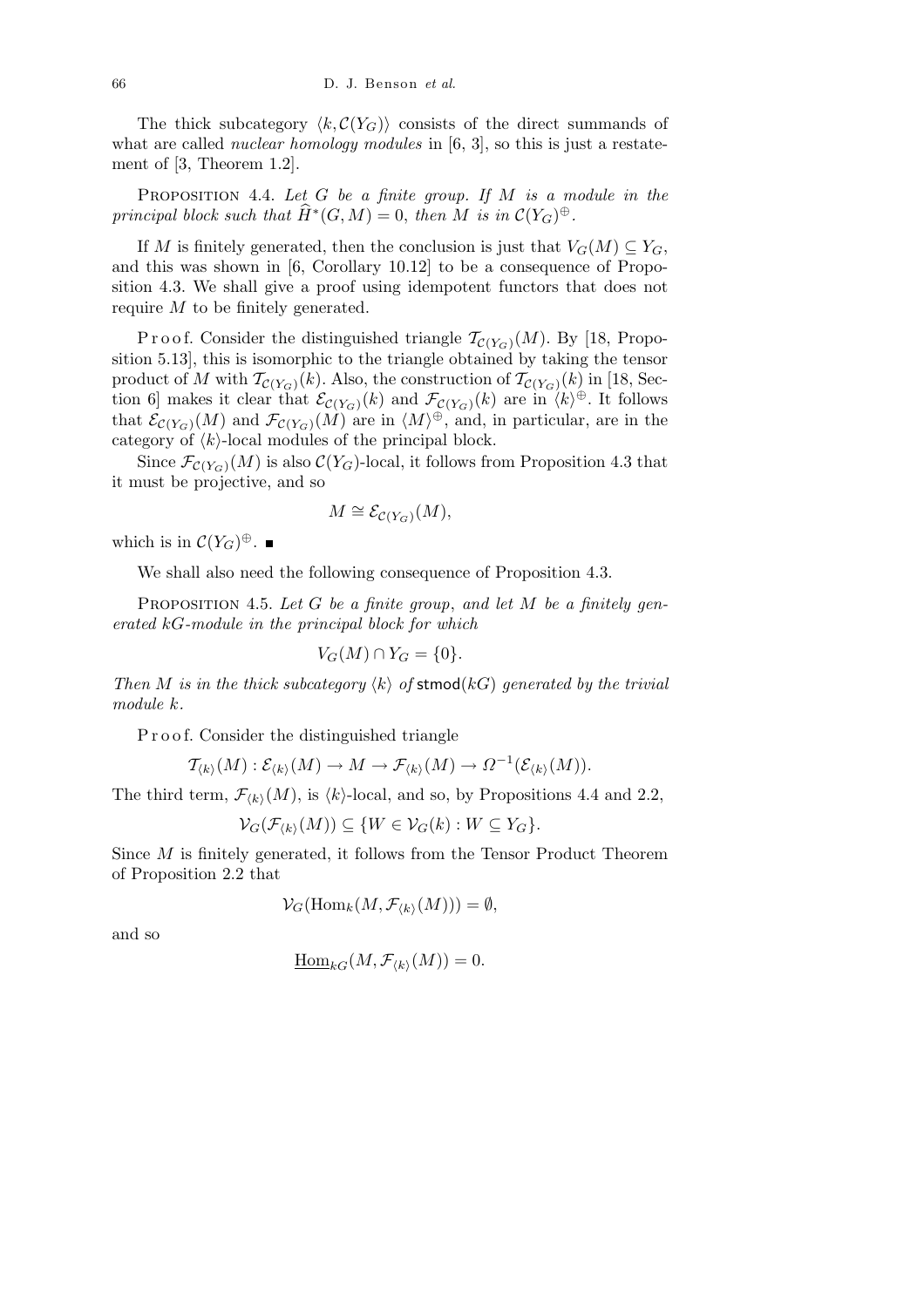The thick subcategory $\langle k, \mathcal{C}(Y_G)\rangle$ consists of the direct summands of what are called *nuclear homology modules* in [6, 3], so this is just a restatement of [3, Theorem 1.2].

PROPOSITION 4.4. *Let $G$ be a finite group. If $M$ is a module in the principal block such that $\widehat{H}^*(G, M) = 0$, then $M$ is in $\mathcal{C}(Y_G)^{\oplus}$.*

If $M$ is finitely generated, then the conclusion is just that $V_G(M) \subseteq Y_G$, and this was shown in [6, Corollary 10.12] to be a consequence of Proposition 4.3. We shall give a proof using idempotent functors that does not require $M$ to be finitely generated.

Proof. Consider the distinguished triangle $\mathcal{T}_{\mathcal{C}(Y_G)}(M)$. By [18, Proposition 5.13], this is isomorphic to the triangle obtained by taking the tensor product of $M$ with $\mathcal{T}_{\mathcal{C}(Y_G)}(k)$. Also, the construction of $\mathcal{T}_{\mathcal{C}(Y_G)}(k)$ in [18, Section 6] makes it clear that $\mathcal{E}_{\mathcal{C}(Y_G)}(k)$ and $\mathcal{F}_{\mathcal{C}(Y_G)}(k)$ are in $\langle k\rangle^{\oplus}$. It follows that $\mathcal{E}_{\mathcal{C}(Y_G)}(M)$ and $\mathcal{F}_{\mathcal{C}(Y_G)}(M)$ are in $\langle M\rangle^{\oplus}$, and, in particular, are in the category of $\langle k\rangle$-local modules of the principal block.

Since $\mathcal{F}_{\mathcal{C}(Y_G)}(M)$ is also $\mathcal{C}(Y_G)$-local, it follows from Proposition 4.3 that it must be projective, and so

$$M \cong \mathcal{E}_{\mathcal{C}(Y_G)}(M),$$

which is in $\mathcal{C}(Y_G)^{\oplus}$. ■

We shall also need the following consequence of Proposition 4.3.

PROPOSITION 4.5. *Let $G$ be a finite group, and let $M$ be a finitely generated $kG$-module in the principal block for which*

$$V_G(M) \cap Y_G = \{0\}.$$

*Then $M$ is in the thick subcategory $\langle k\rangle$ of $\mathsf{stmod}(kG)$ generated by the trivial module $k$.*

Proof. Consider the distinguished triangle

$$\mathcal{T}_{\langle k\rangle}(M) : \mathcal{E}_{\langle k\rangle}(M) \to M \to \mathcal{F}_{\langle k\rangle}(M) \to \Omega^{-1}(\mathcal{E}_{\langle k\rangle}(M)).$$

The third term, $\mathcal{F}_{\langle k\rangle}(M)$, is $\langle k\rangle$-local, and so, by Propositions 4.4 and 2.2,

$$\mathcal{V}_G(\mathcal{F}_{\langle k\rangle}(M)) \subseteq \{W \in \mathcal{V}_G(k) : W \subseteq Y_G\}.$$

Since $M$ is finitely generated, it follows from the Tensor Product Theorem of Proposition 2.2 that

$$\mathcal{V}_G(\mathrm{Hom}_k(M, \mathcal{F}_{\langle k\rangle}(M))) = \emptyset,$$

and so

$$\underline{\mathrm{Hom}}_{kG}(M, \mathcal{F}_{\langle k\rangle}(M)) = 0.$$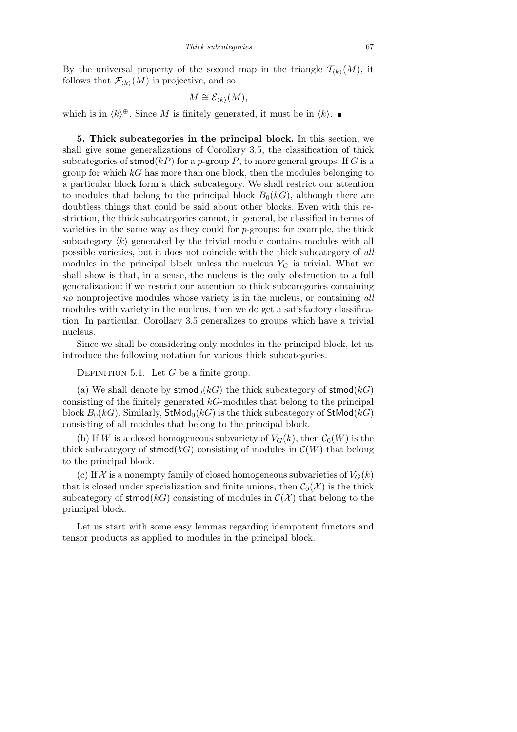By the universal property of the second map in the triangle $\mathcal{T}_{\langle k\rangle}(M)$, it follows that $\mathcal{F}_{\langle k\rangle}(M)$ is projective, and so

$$M \cong \mathcal{E}_{\langle k\rangle}(M),$$

which is in $\langle k\rangle^{\oplus}$. Since $M$ is finitely generated, it must be in $\langle k\rangle$. ∎

**5. Thick subcategories in the principal block.** In this section, we shall give some generalizations of Corollary 3.5, the classification of thick subcategories of $\mathsf{stmod}(kP)$ for a $p$-group $P$, to more general groups. If $G$ is a group for which $kG$ has more than one block, then the modules belonging to a particular block form a thick subcategory. We shall restrict our attention to modules that belong to the principal block $B_0(kG)$, although there are doubtless things that could be said about other blocks. Even with this restriction, the thick subcategories cannot, in general, be classified in terms of varieties in the same way as they could for $p$-groups: for example, the thick subcategory $\langle k\rangle$ generated by the trivial module contains modules with all possible varieties, but it does not coincide with the thick subcategory of *all* modules in the principal block unless the nucleus $Y_G$ is trivial. What we shall show is that, in a sense, the nucleus is the only obstruction to a full generalization: if we restrict our attention to thick subcategories containing *no* nonprojective modules whose variety is in the nucleus, or containing *all* modules with variety in the nucleus, then we do get a satisfactory classification. In particular, Corollary 3.5 generalizes to groups which have a trivial nucleus.

Since we shall be considering only modules in the principal block, let us introduce the following notation for various thick subcategories.

Definition 5.1. Let $G$ be a finite group.

(a) We shall denote by $\mathsf{stmod}_0(kG)$ the thick subcategory of $\mathsf{stmod}(kG)$ consisting of the finitely generated $kG$-modules that belong to the principal block $B_0(kG)$. Similarly, $\mathsf{StMod}_0(kG)$ is the thick subcategory of $\mathsf{StMod}(kG)$ consisting of all modules that belong to the principal block.

(b) If $W$ is a closed homogeneous subvariety of $V_G(k)$, then $\mathcal{C}_0(W)$ is the thick subcategory of $\mathsf{stmod}(kG)$ consisting of modules in $\mathcal{C}(W)$ that belong to the principal block.

(c) If $\mathcal{X}$ is a nonempty family of closed homogeneous subvarieties of $V_G(k)$ that is closed under specialization and finite unions, then $\mathcal{C}_0(\mathcal{X})$ is the thick subcategory of $\mathsf{stmod}(kG)$ consisting of modules in $\mathcal{C}(\mathcal{X})$ that belong to the principal block.

Let us start with some easy lemmas regarding idempotent functors and tensor products as applied to modules in the principal block.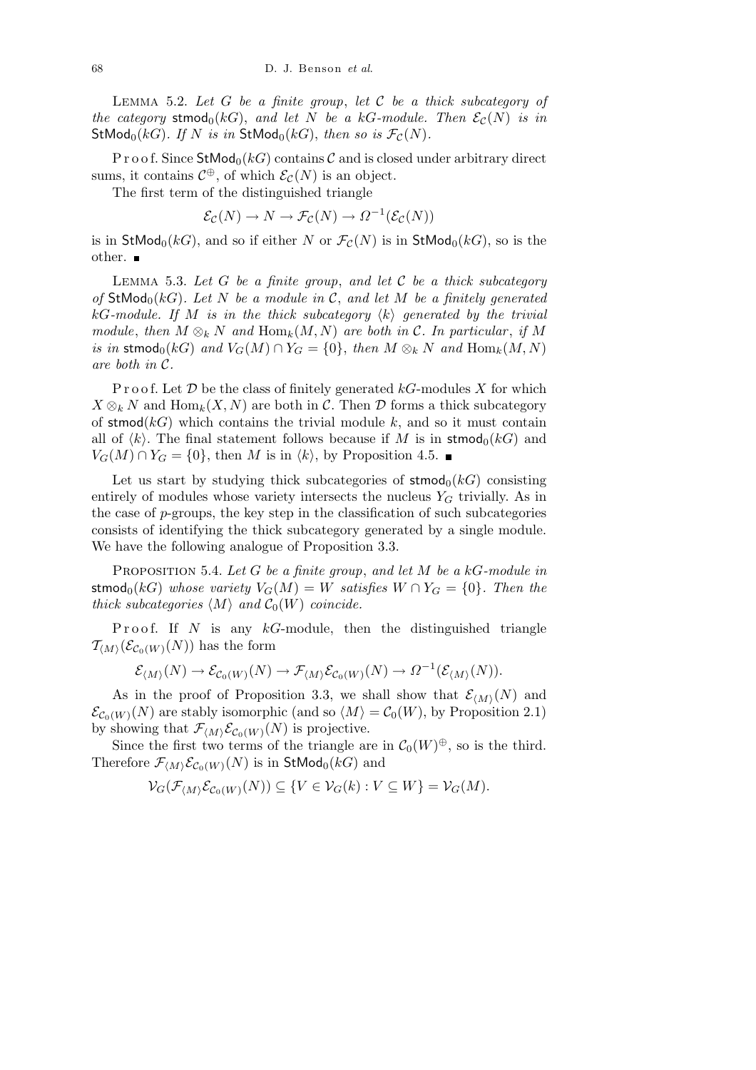LEMMA 5.2. *Let $G$ be a finite group, let $\mathcal{C}$ be a thick subcategory of the category $\mathsf{stmod}_0(kG)$, and let $N$ be a $kG$-module. Then $\mathcal{E}_{\mathcal{C}}(N)$ is in $\mathsf{StMod}_0(kG)$. If $N$ is in $\mathsf{StMod}_0(kG)$, then so is $\mathcal{F}_{\mathcal{C}}(N)$.*

Proof. Since $\mathsf{StMod}_0(kG)$ contains $\mathcal{C}$ and is closed under arbitrary direct sums, it contains $\mathcal{C}^{\oplus}$, of which $\mathcal{E}_{\mathcal{C}}(N)$ is an object.

The first term of the distinguished triangle

$$\mathcal{E}_{\mathcal{C}}(N) \to N \to \mathcal{F}_{\mathcal{C}}(N) \to \Omega^{-1}(\mathcal{E}_{\mathcal{C}}(N))$$

is in $\mathsf{StMod}_0(kG)$, and so if either $N$ or $\mathcal{F}_{\mathcal{C}}(N)$ is in $\mathsf{StMod}_0(kG)$, so is the other. ■

LEMMA 5.3. *Let $G$ be a finite group, and let $\mathcal{C}$ be a thick subcategory of $\mathsf{StMod}_0(kG)$. Let $N$ be a module in $\mathcal{C}$, and let $M$ be a finitely generated $kG$-module. If $M$ is in the thick subcategory $\langle k \rangle$ generated by the trivial module, then $M \otimes_k N$ and $\mathrm{Hom}_k(M, N)$ are both in $\mathcal{C}$. In particular, if $M$ is in $\mathsf{stmod}_0(kG)$ and $V_G(M) \cap Y_G = \{0\}$, then $M \otimes_k N$ and $\mathrm{Hom}_k(M, N)$ are both in $\mathcal{C}$.*

Proof. Let $\mathcal{D}$ be the class of finitely generated $kG$-modules $X$ for which $X \otimes_k N$ and $\mathrm{Hom}_k(X, N)$ are both in $\mathcal{C}$. Then $\mathcal{D}$ forms a thick subcategory of $\mathsf{stmod}(kG)$ which contains the trivial module $k$, and so it must contain all of $\langle k \rangle$. The final statement follows because if $M$ is in $\mathsf{stmod}_0(kG)$ and $V_G(M) \cap Y_G = \{0\}$, then $M$ is in $\langle k \rangle$, by Proposition 4.5. ■

Let us start by studying thick subcategories of $\mathsf{stmod}_0(kG)$ consisting entirely of modules whose variety intersects the nucleus $Y_G$ trivially. As in the case of $p$-groups, the key step in the classification of such subcategories consists of identifying the thick subcategory generated by a single module. We have the following analogue of Proposition 3.3.

PROPOSITION 5.4. *Let $G$ be a finite group, and let $M$ be a $kG$-module in $\mathsf{stmod}_0(kG)$ whose variety $V_G(M) = W$ satisfies $W \cap Y_G = \{0\}$. Then the thick subcategories $\langle M \rangle$ and $\mathcal{C}_0(W)$ coincide.*

Proof. If $N$ is any $kG$-module, then the distinguished triangle $\mathcal{T}_{\langle M \rangle}(\mathcal{E}_{\mathcal{C}_0(W)}(N))$ has the form

$$\mathcal{E}_{\langle M \rangle}(N) \to \mathcal{E}_{\mathcal{C}_0(W)}(N) \to \mathcal{F}_{\langle M \rangle}\mathcal{E}_{\mathcal{C}_0(W)}(N) \to \Omega^{-1}(\mathcal{E}_{\langle M \rangle}(N)).$$

As in the proof of Proposition 3.3, we shall show that $\mathcal{E}_{\langle M \rangle}(N)$ and $\mathcal{E}_{\mathcal{C}_0(W)}(N)$ are stably isomorphic (and so $\langle M \rangle = \mathcal{C}_0(W)$, by Proposition 2.1) by showing that $\mathcal{F}_{\langle M \rangle}\mathcal{E}_{\mathcal{C}_0(W)}(N)$ is projective.

Since the first two terms of the triangle are in $\mathcal{C}_0(W)^{\oplus}$, so is the third. Therefore $\mathcal{F}_{\langle M \rangle}\mathcal{E}_{\mathcal{C}_0(W)}(N)$ is in $\mathsf{StMod}_0(kG)$ and

$$\mathcal{V}_G(\mathcal{F}_{\langle M \rangle}\mathcal{E}_{\mathcal{C}_0(W)}(N)) \subseteq \{V \in \mathcal{V}_G(k) : V \subseteq W\} = \mathcal{V}_G(M).$$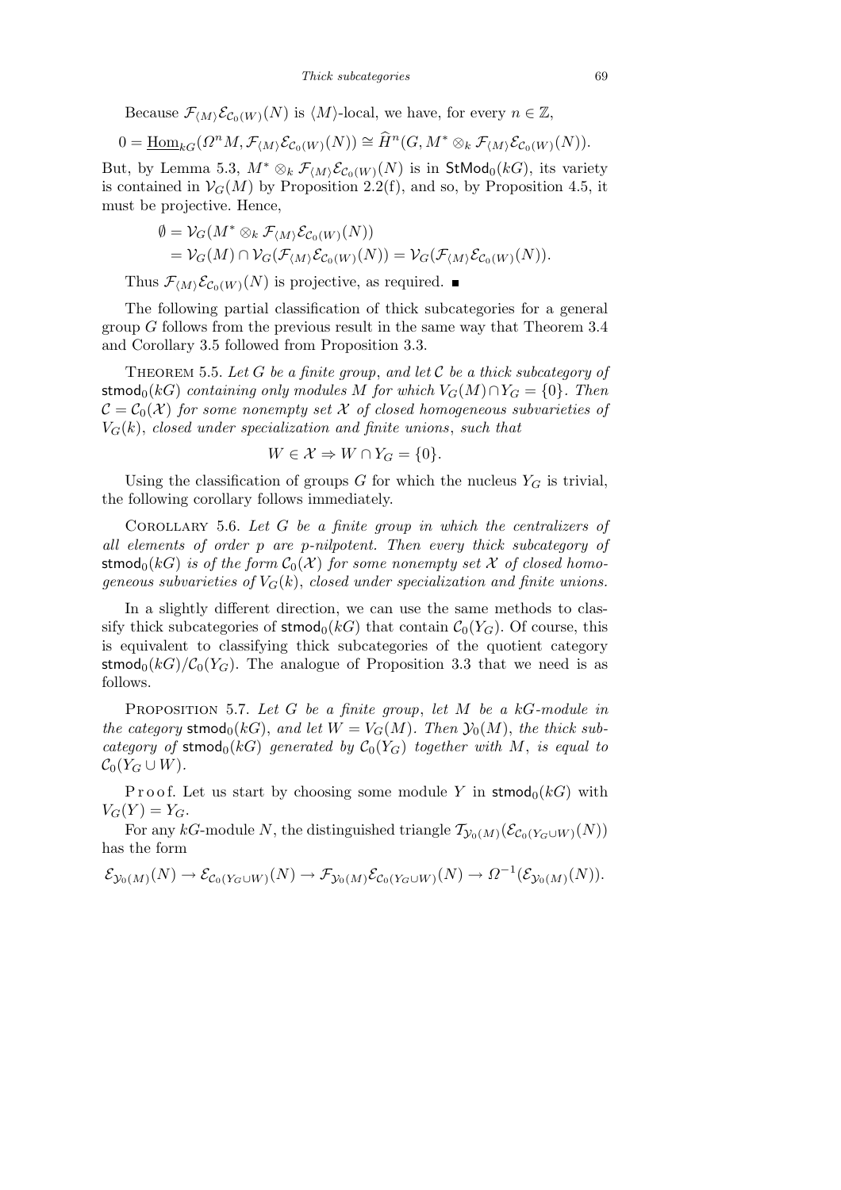Because $\mathcal{F}_{\langle M\rangle}\mathcal{E}_{\mathcal{C}_0(W)}(N)$ is $\langle M\rangle$-local, we have, for every $n \in \mathbb{Z}$,

$$0 = \underline{\mathrm{Hom}}_{kG}(\Omega^n M, \mathcal{F}_{\langle M\rangle}\mathcal{E}_{\mathcal{C}_0(W)}(N)) \cong \widehat{H}^n(G, M^* \otimes_k \mathcal{F}_{\langle M\rangle}\mathcal{E}_{\mathcal{C}_0(W)}(N)).$$

But, by Lemma 5.3, $M^* \otimes_k \mathcal{F}_{\langle M\rangle}\mathcal{E}_{\mathcal{C}_0(W)}(N)$ is in $\mathsf{StMod}_0(kG)$, its variety is contained in $\mathcal{V}_G(M)$ by Proposition 2.2(f), and so, by Proposition 4.5, it must be projective. Hence,

$$\begin{aligned}\emptyset &= \mathcal{V}_G(M^* \otimes_k \mathcal{F}_{\langle M\rangle}\mathcal{E}_{\mathcal{C}_0(W)}(N)) \\ &= \mathcal{V}_G(M) \cap \mathcal{V}_G(\mathcal{F}_{\langle M\rangle}\mathcal{E}_{\mathcal{C}_0(W)}(N)) = \mathcal{V}_G(\mathcal{F}_{\langle M\rangle}\mathcal{E}_{\mathcal{C}_0(W)}(N)).\end{aligned}$$

Thus $\mathcal{F}_{\langle M\rangle}\mathcal{E}_{\mathcal{C}_0(W)}(N)$ is projective, as required. ■

The following partial classification of thick subcategories for a general group $G$ follows from the previous result in the same way that Theorem 3.4 and Corollary 3.5 followed from Proposition 3.3.

Theorem 5.5. *Let $G$ be a finite group, and let $\mathcal{C}$ be a thick subcategory of $\mathsf{stmod}_0(kG)$ containing only modules $M$ for which $V_G(M) \cap Y_G = \{0\}$. Then $\mathcal{C} = \mathcal{C}_0(\mathcal{X})$ for some nonempty set $\mathcal{X}$ of closed homogeneous subvarieties of $V_G(k)$, closed under specialization and finite unions, such that*

$$W \in \mathcal{X} \Rightarrow W \cap Y_G = \{0\}.$$

Using the classification of groups $G$ for which the nucleus $Y_G$ is trivial, the following corollary follows immediately.

Corollary 5.6. *Let $G$ be a finite group in which the centralizers of all elements of order $p$ are $p$-nilpotent. Then every thick subcategory of $\mathsf{stmod}_0(kG)$ is of the form $\mathcal{C}_0(\mathcal{X})$ for some nonempty set $\mathcal{X}$ of closed homogeneous subvarieties of $V_G(k)$, closed under specialization and finite unions.*

In a slightly different direction, we can use the same methods to classify thick subcategories of $\mathsf{stmod}_0(kG)$ that contain $\mathcal{C}_0(Y_G)$. Of course, this is equivalent to classifying thick subcategories of the quotient category $\mathsf{stmod}_0(kG)/\mathcal{C}_0(Y_G)$. The analogue of Proposition 3.3 that we need is as follows.

Proposition 5.7. *Let $G$ be a finite group, let $M$ be a $kG$-module in the category $\mathsf{stmod}_0(kG)$, and let $W = V_G(M)$. Then $\mathcal{Y}_0(M)$, the thick subcategory of $\mathsf{stmod}_0(kG)$ generated by $\mathcal{C}_0(Y_G)$ together with $M$, is equal to $\mathcal{C}_0(Y_G \cup W)$.*

Proof. Let us start by choosing some module $Y$ in $\mathsf{stmod}_0(kG)$ with $V_G(Y) = Y_G$.

For any $kG$-module $N$, the distinguished triangle $\mathcal{T}_{\mathcal{Y}_0(M)}(\mathcal{E}_{\mathcal{C}_0(Y_G \cup W)}(N))$ has the form

$$\mathcal{E}_{\mathcal{Y}_0(M)}(N) \to \mathcal{E}_{\mathcal{C}_0(Y_G \cup W)}(N) \to \mathcal{F}_{\mathcal{Y}_0(M)}\mathcal{E}_{\mathcal{C}_0(Y_G \cup W)}(N) \to \Omega^{-1}(\mathcal{E}_{\mathcal{Y}_0(M)}(N)).$$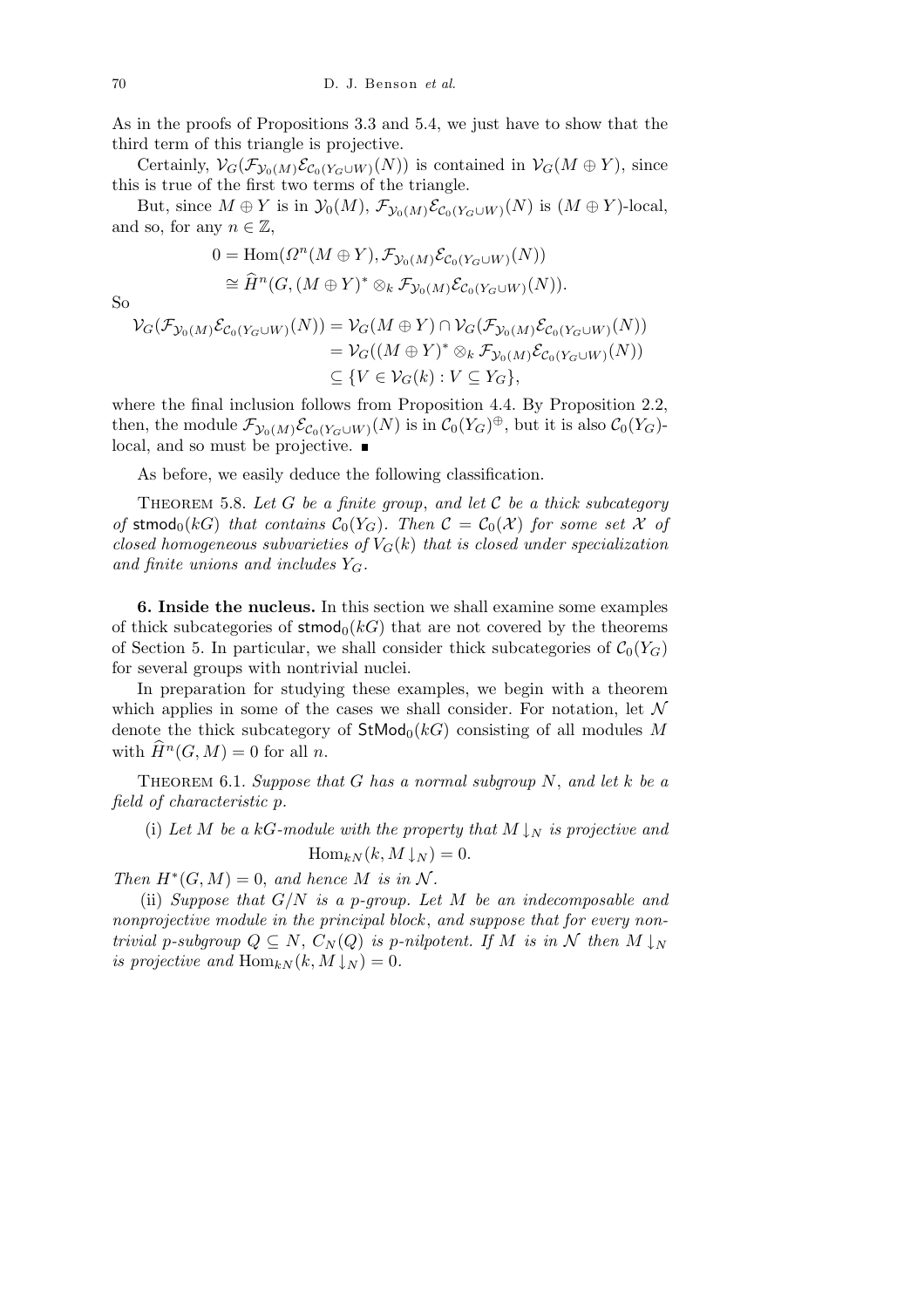As in the proofs of Propositions 3.3 and 5.4, we just have to show that the third term of this triangle is projective.

Certainly, $\mathcal{V}_G(\mathcal{F}_{\mathcal{Y}_0(M)}\mathcal{E}_{\mathcal{C}_0(Y_G\cup W)}(N))$ is contained in $\mathcal{V}_G(M\oplus Y)$, since this is true of the first two terms of the triangle.

But, since $M\oplus Y$ is in $\mathcal{Y}_0(M)$, $\mathcal{F}_{\mathcal{Y}_0(M)}\mathcal{E}_{\mathcal{C}_0(Y_G\cup W)}(N)$ is $(M\oplus Y)$-local, and so, for any $n\in\mathbb{Z}$,

$$
\begin{aligned}
0 &= \operatorname{Hom}(\Omega^n(M\oplus Y),\mathcal{F}_{\mathcal{Y}_0(M)}\mathcal{E}_{\mathcal{C}_0(Y_G\cup W)}(N))\\
&\cong \widehat{H}^n(G,(M\oplus Y)^*\otimes_k \mathcal{F}_{\mathcal{Y}_0(M)}\mathcal{E}_{\mathcal{C}_0(Y_G\cup W)}(N)).
\end{aligned}
$$

So

$$
\begin{aligned}
\mathcal{V}_G(\mathcal{F}_{\mathcal{Y}_0(M)}\mathcal{E}_{\mathcal{C}_0(Y_G\cup W)}(N)) &= \mathcal{V}_G(M\oplus Y)\cap \mathcal{V}_G(\mathcal{F}_{\mathcal{Y}_0(M)}\mathcal{E}_{\mathcal{C}_0(Y_G\cup W)}(N))\\
&= \mathcal{V}_G((M\oplus Y)^*\otimes_k \mathcal{F}_{\mathcal{Y}_0(M)}\mathcal{E}_{\mathcal{C}_0(Y_G\cup W)}(N))\\
&\subseteq \{V\in \mathcal{V}_G(k) : V\subseteq Y_G\},
\end{aligned}
$$

where the final inclusion follows from Proposition 4.4. By Proposition 2.2, then, the module $\mathcal{F}_{\mathcal{Y}_0(M)}\mathcal{E}_{\mathcal{C}_0(Y_G\cup W)}(N)$ is in $\mathcal{C}_0(Y_G)^{\oplus}$, but it is also $\mathcal{C}_0(Y_G)$-local, and so must be projective. ∎

As before, we easily deduce the following classification.

Theorem 5.8. *Let $G$ be a finite group, and let $\mathcal{C}$ be a thick subcategory of $\mathsf{stmod}_0(kG)$ that contains $\mathcal{C}_0(Y_G)$. Then $\mathcal{C}=\mathcal{C}_0(\mathcal{X})$ for some set $\mathcal{X}$ of closed homogeneous subvarieties of $V_G(k)$ that is closed under specialization and finite unions and includes $Y_G$.*

## 6. Inside the nucleus.

In this section we shall examine some examples of thick subcategories of $\mathsf{stmod}_0(kG)$ that are not covered by the theorems of Section 5. In particular, we shall consider thick subcategories of $\mathcal{C}_0(Y_G)$ for several groups with nontrivial nuclei.

In preparation for studying these examples, we begin with a theorem which applies in some of the cases we shall consider. For notation, let $\mathcal{N}$ denote the thick subcategory of $\mathsf{StMod}_0(kG)$ consisting of all modules $M$ with $\widehat{H}^n(G,M)=0$ for all $n$.

Theorem 6.1. *Suppose that $G$ has a normal subgroup $N$, and let $k$ be a field of characteristic $p$.*

(i) *Let $M$ be a $kG$-module with the property that $M\downarrow_N$ is projective and*

$$\operatorname{Hom}_{kN}(k,M\downarrow_N)=0.$$

*Then $H^*(G,M)=0$, and hence $M$ is in $\mathcal{N}$.*

(ii) *Suppose that $G/N$ is a $p$-group. Let $M$ be an indecomposable and nonprojective module in the principal block, and suppose that for every nontrivial $p$-subgroup $Q\subseteq N$, $C_N(Q)$ is $p$-nilpotent. If $M$ is in $\mathcal{N}$ then $M\downarrow_N$ is projective and $\operatorname{Hom}_{kN}(k,M\downarrow_N)=0$.*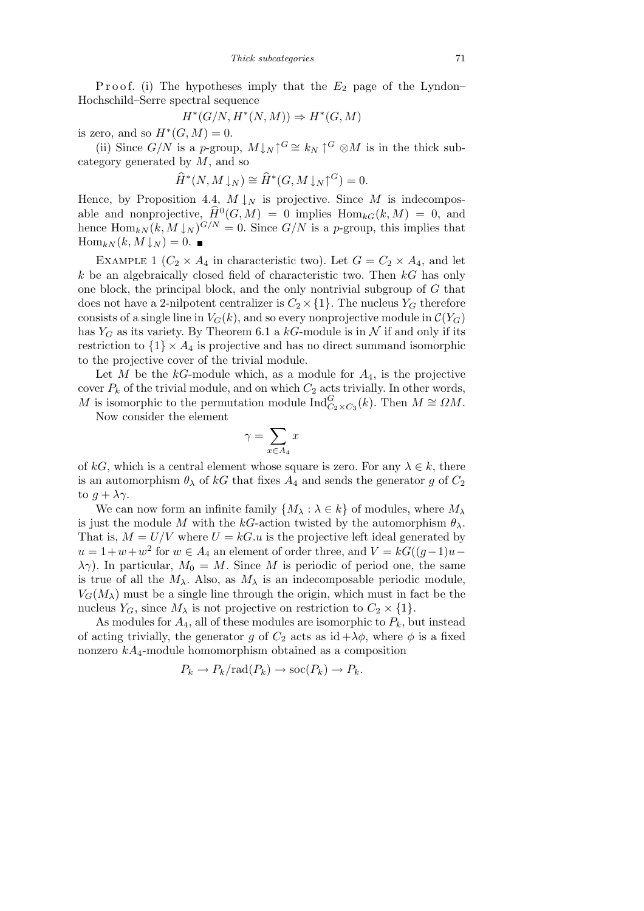P r o o f. (i) The hypotheses imply that the $E_2$ page of the Lyndon–Hochschild–Serre spectral sequence

$$H^*(G/N, H^*(N, M)) \Rightarrow H^*(G, M)$$

is zero, and so $H^*(G, M) = 0$.

(ii) Since $G/N$ is a $p$-group, $M{\downarrow_N}{\uparrow^G} \cong k_N{\uparrow^G} \otimes M$ is in the thick subcategory generated by $M$, and so

$$\widehat{H}^*(N, M{\downarrow_N}) \cong \widehat{H}^*(G, M{\downarrow_N}{\uparrow^G}) = 0.$$

Hence, by Proposition 4.4, $M{\downarrow_N}$ is projective. Since $M$ is indecomposable and nonprojective, $\widehat{H}^0(G, M) = 0$ implies $\mathrm{Hom}_{kG}(k, M) = 0$, and hence $\mathrm{Hom}_{kN}(k, M{\downarrow_N})^{G/N} = 0$. Since $G/N$ is a $p$-group, this implies that $\mathrm{Hom}_{kN}(k, M{\downarrow_N}) = 0$. ∎

Example 1 ($C_2 \times A_4$ in characteristic two). Let $G = C_2 \times A_4$, and let $k$ be an algebraically closed field of characteristic two. Then $kG$ has only one block, the principal block, and the only nontrivial subgroup of $G$ that does not have a 2-nilpotent centralizer is $C_2 \times \{1\}$. The nucleus $Y_G$ therefore consists of a single line in $V_G(k)$, and so every nonprojective module in $\mathcal{C}(Y_G)$ has $Y_G$ as its variety. By Theorem 6.1 a $kG$-module is in $\mathcal{N}$ if and only if its restriction to $\{1\} \times A_4$ is projective and has no direct summand isomorphic to the projective cover of the trivial module.

Let $M$ be the $kG$-module which, as a module for $A_4$, is the projective cover $P_k$ of the trivial module, and on which $C_2$ acts trivially. In other words, $M$ is isomorphic to the permutation module $\mathrm{Ind}_{C_2 \times C_3}^G(k)$. Then $M \cong \Omega M$.

Now consider the element

$$\gamma = \sum_{x \in A_4} x$$

of $kG$, which is a central element whose square is zero. For any $\lambda \in k$, there is an automorphism $\theta_\lambda$ of $kG$ that fixes $A_4$ and sends the generator $g$ of $C_2$ to $g + \lambda\gamma$.

We can now form an infinite family $\{M_\lambda : \lambda \in k\}$ of modules, where $M_\lambda$ is just the module $M$ with the $kG$-action twisted by the automorphism $\theta_\lambda$. That is, $M = U/V$ where $U = kG.u$ is the projective left ideal generated by $u = 1 + w + w^2$ for $w \in A_4$ an element of order three, and $V = kG((g-1)u - \lambda\gamma)$. In particular, $M_0 = M$. Since $M$ is periodic of period one, the same is true of all the $M_\lambda$. Also, as $M_\lambda$ is an indecomposable periodic module, $V_G(M_\lambda)$ must be a single line through the origin, which must in fact be the nucleus $Y_G$, since $M_\lambda$ is not projective on restriction to $C_2 \times \{1\}$.

As modules for $A_4$, all of these modules are isomorphic to $P_k$, but instead of acting trivially, the generator $g$ of $C_2$ acts as $\mathrm{id} + \lambda\phi$, where $\phi$ is a fixed nonzero $kA_4$-module homomorphism obtained as a composition

$$P_k \to P_k/\mathrm{rad}(P_k) \to \mathrm{soc}(P_k) \to P_k.$$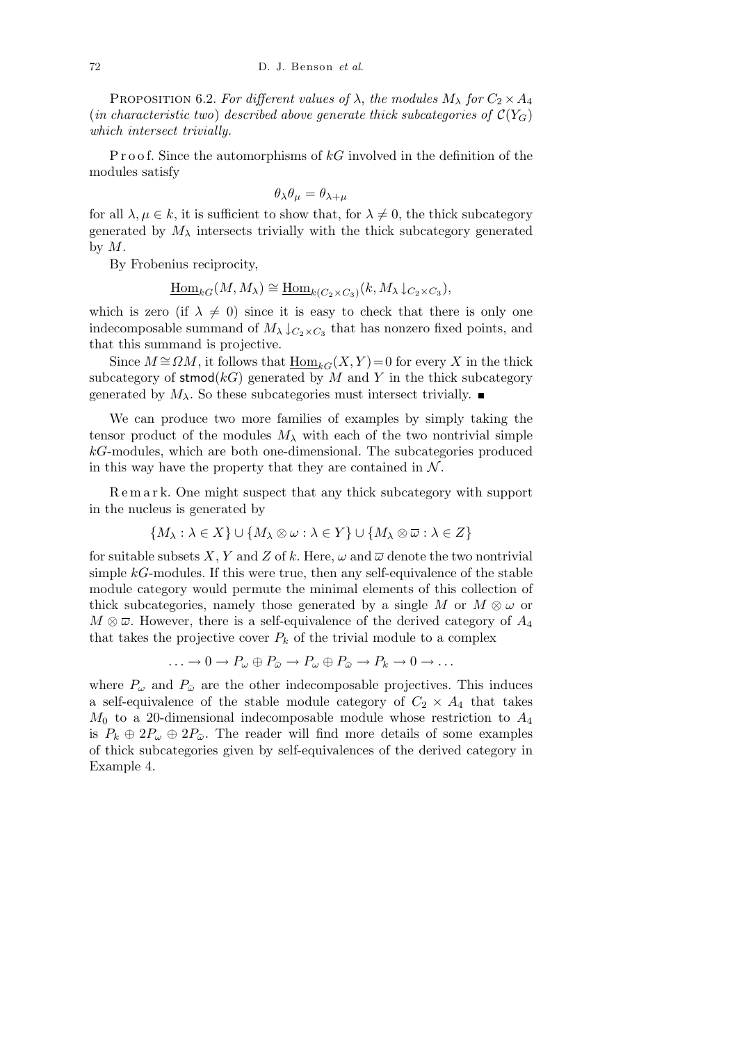PROPOSITION 6.2. *For different values of $\lambda$, the modules $M_\lambda$ for $C_2 \times A_4$ (in characteristic two) described above generate thick subcategories of $\mathcal{C}(Y_G)$ which intersect trivially.*

Proof. Since the automorphisms of $kG$ involved in the definition of the modules satisfy

$$\theta_\lambda \theta_\mu = \theta_{\lambda+\mu}$$

for all $\lambda, \mu \in k$, it is sufficient to show that, for $\lambda \neq 0$, the thick subcategory generated by $M_\lambda$ intersects trivially with the thick subcategory generated by $M$.

By Frobenius reciprocity,

$$\underline{\mathrm{Hom}}_{kG}(M, M_\lambda) \cong \underline{\mathrm{Hom}}_{k(C_2\times C_3)}(k, M_\lambda{\downarrow_{C_2\times C_3}}),$$

which is zero (if $\lambda \neq 0$) since it is easy to check that there is only one indecomposable summand of $M_\lambda{\downarrow_{C_2\times C_3}}$ that has nonzero fixed points, and that this summand is projective.

Since $M \cong \Omega M$, it follows that $\underline{\mathrm{Hom}}_{kG}(X,Y) = 0$ for every $X$ in the thick subcategory of $\mathsf{stmod}(kG)$ generated by $M$ and $Y$ in the thick subcategory generated by $M_\lambda$. So these subcategories must intersect trivially. ∎

We can produce two more families of examples by simply taking the tensor product of the modules $M_\lambda$ with each of the two nontrivial simple $kG$-modules, which are both one-dimensional. The subcategories produced in this way have the property that they are contained in $\mathcal{N}$.

Remark. One might suspect that any thick subcategory with support in the nucleus is generated by

$$\{M_\lambda : \lambda \in X\} \cup \{M_\lambda \otimes \omega : \lambda \in Y\} \cup \{M_\lambda \otimes \overline{\omega} : \lambda \in Z\}$$

for suitable subsets $X$, $Y$ and $Z$ of $k$. Here, $\omega$ and $\overline{\omega}$ denote the two nontrivial simple $kG$-modules. If this were true, then any self-equivalence of the stable module category would permute the minimal elements of this collection of thick subcategories, namely those generated by a single $M$ or $M \otimes \omega$ or $M \otimes \overline{\omega}$. However, there is a self-equivalence of the derived category of $A_4$ that takes the projective cover $P_k$ of the trivial module to a complex

$$\ldots \to 0 \to P_\omega \oplus P_{\overline{\omega}} \to P_\omega \oplus P_{\overline{\omega}} \to P_k \to 0 \to \ldots$$

where $P_\omega$ and $P_{\overline{\omega}}$ are the other indecomposable projectives. This induces a self-equivalence of the stable module category of $C_2 \times A_4$ that takes $M_0$ to a 20-dimensional indecomposable module whose restriction to $A_4$ is $P_k \oplus 2P_\omega \oplus 2P_{\overline{\omega}}$. The reader will find more details of some examples of thick subcategories given by self-equivalences of the derived category in Example 4.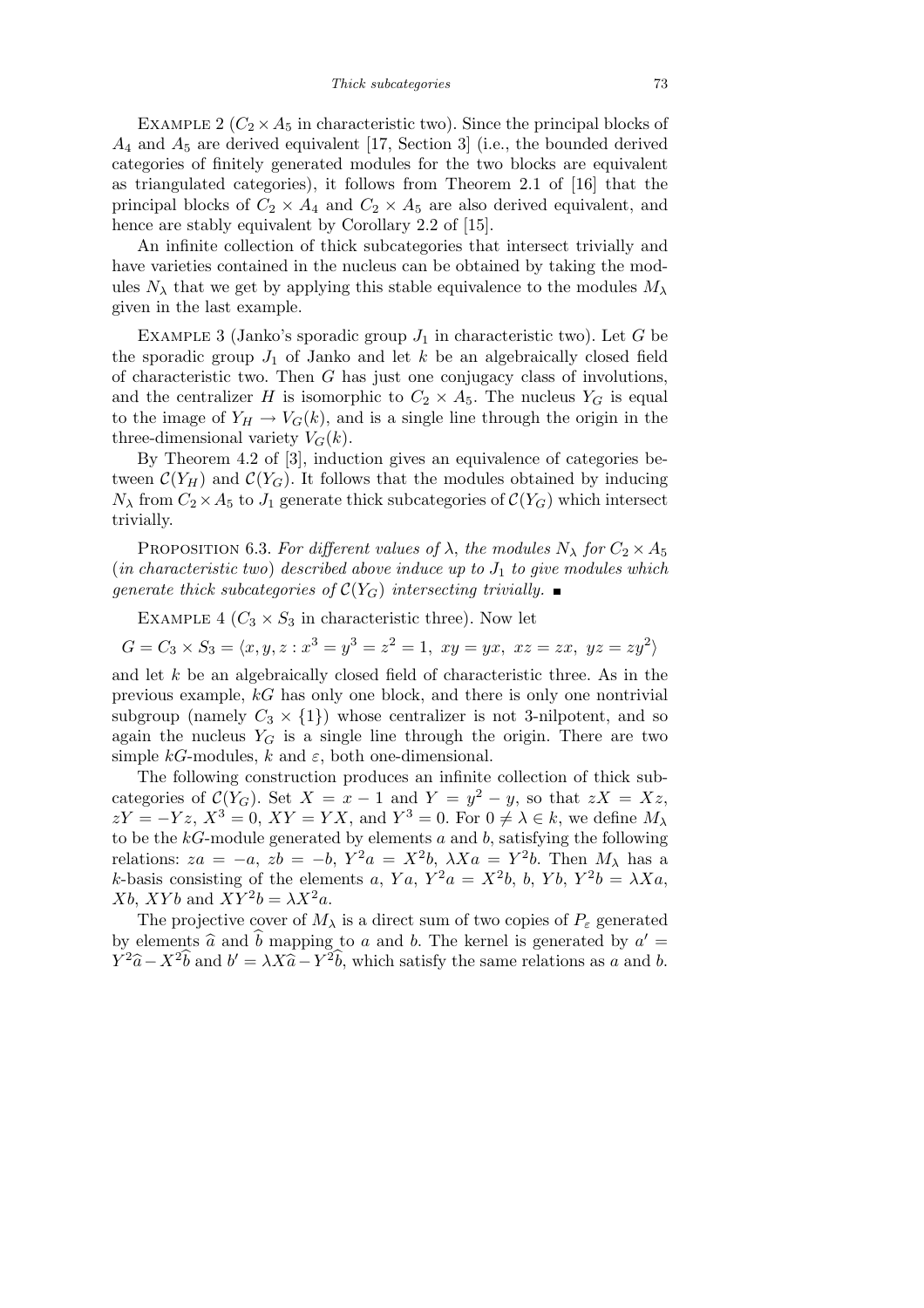Example 2 ($C_2 \times A_5$ in characteristic two). Since the principal blocks of $A_4$ and $A_5$ are derived equivalent [17, Section 3] (i.e., the bounded derived categories of finitely generated modules for the two blocks are equivalent as triangulated categories), it follows from Theorem 2.1 of [16] that the principal blocks of $C_2 \times A_4$ and $C_2 \times A_5$ are also derived equivalent, and hence are stably equivalent by Corollary 2.2 of [15].

An infinite collection of thick subcategories that intersect trivially and have varieties contained in the nucleus can be obtained by taking the modules $N_\lambda$ that we get by applying this stable equivalence to the modules $M_\lambda$ given in the last example.

Example 3 (Janko's sporadic group $J_1$ in characteristic two). Let $G$ be the sporadic group $J_1$ of Janko and let $k$ be an algebraically closed field of characteristic two. Then $G$ has just one conjugacy class of involutions, and the centralizer $H$ is isomorphic to $C_2 \times A_5$. The nucleus $Y_G$ is equal to the image of $Y_H \to V_G(k)$, and is a single line through the origin in the three-dimensional variety $V_G(k)$.

By Theorem 4.2 of [3], induction gives an equivalence of categories between $\mathcal{C}(Y_H)$ and $\mathcal{C}(Y_G)$. It follows that the modules obtained by inducing $N_\lambda$ from $C_2 \times A_5$ to $J_1$ generate thick subcategories of $\mathcal{C}(Y_G)$ which intersect trivially.

Proposition 6.3. *For different values of $\lambda$, the modules $N_\lambda$ for $C_2 \times A_5$ (in characteristic two) described above induce up to $J_1$ to give modules which generate thick subcategories of $\mathcal{C}(Y_G)$ intersecting trivially.* ∎

Example 4 ($C_3 \times S_3$ in characteristic three). Now let

$$G = C_3 \times S_3 = \langle x, y, z : x^3 = y^3 = z^2 = 1,\ xy = yx,\ xz = zx,\ yz = zy^2\rangle$$

and let $k$ be an algebraically closed field of characteristic three. As in the previous example, $kG$ has only one block, and there is only one nontrivial subgroup (namely $C_3 \times \{1\}$) whose centralizer is not 3-nilpotent, and so again the nucleus $Y_G$ is a single line through the origin. There are two simple $kG$-modules, $k$ and $\varepsilon$, both one-dimensional.

The following construction produces an infinite collection of thick subcategories of $\mathcal{C}(Y_G)$. Set $X = x - 1$ and $Y = y^2 - y$, so that $zX = Xz$, $zY = -Yz$, $X^3 = 0$, $XY = YX$, and $Y^3 = 0$. For $0 \neq \lambda \in k$, we define $M_\lambda$ to be the $kG$-module generated by elements $a$ and $b$, satisfying the following relations: $za = -a$, $zb = -b$, $Y^2a = X^2b$, $\lambda Xa = Y^2b$. Then $M_\lambda$ has a $k$-basis consisting of the elements $a$, $Ya$, $Y^2a = X^2b$, $b$, $Yb$, $Y^2b = \lambda Xa$, $Xb$, $XYb$ and $XY^2b = \lambda X^2a$.

The projective cover of $M_\lambda$ is a direct sum of two copies of $P_\varepsilon$ generated by elements $\widehat{a}$ and $\widehat{b}$ mapping to $a$ and $b$. The kernel is generated by $a' = Y^2\widehat{a} - X^2\widehat{b}$ and $b' = \lambda X\widehat{a} - Y^2\widehat{b}$, which satisfy the same relations as $a$ and $b$.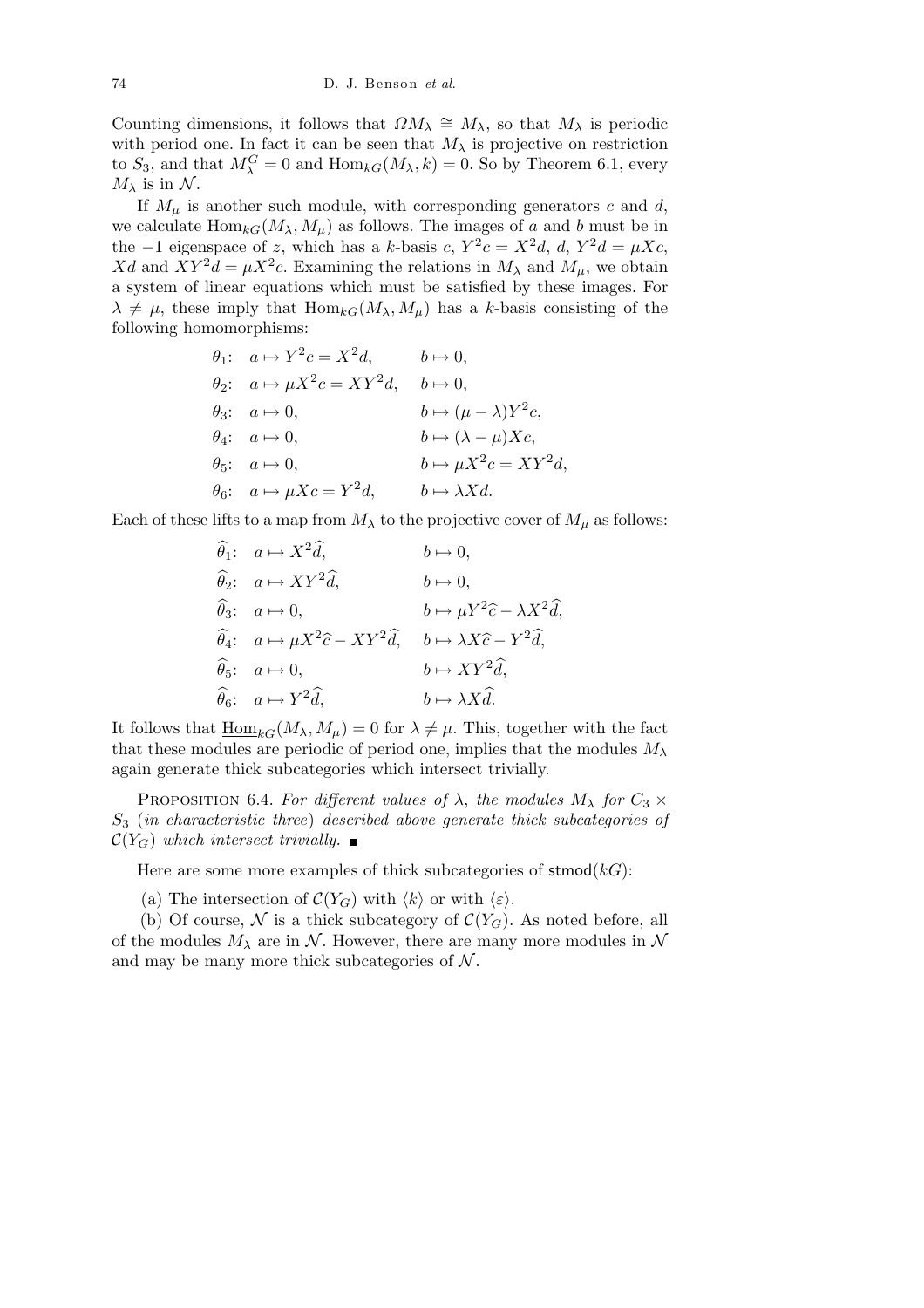Counting dimensions, it follows that $\Omega M_\lambda \cong M_\lambda$, so that $M_\lambda$ is periodic with period one. In fact it can be seen that $M_\lambda$ is projective on restriction to $S_3$, and that $M_\lambda^G = 0$ and $\mathrm{Hom}_{kG}(M_\lambda, k) = 0$. So by Theorem 6.1, every $M_\lambda$ is in $\mathcal{N}$.

If $M_\mu$ is another such module, with corresponding generators $c$ and $d$, we calculate $\mathrm{Hom}_{kG}(M_\lambda, M_\mu)$ as follows. The images of $a$ and $b$ must be in the $-1$ eigenspace of $z$, which has a $k$-basis $c$, $Y^2c = X^2d$, $d$, $Y^2d = \mu Xc$, $Xd$ and $XY^2d = \mu X^2c$. Examining the relations in $M_\lambda$ and $M_\mu$, we obtain a system of linear equations which must be satisfied by these images. For $\lambda \neq \mu$, these imply that $\mathrm{Hom}_{kG}(M_\lambda, M_\mu)$ has a $k$-basis consisting of the following homomorphisms:

$$
\begin{array}{lll}
\theta_1\colon & a \mapsto Y^2c = X^2d, & b \mapsto 0,\\
\theta_2\colon & a \mapsto \mu X^2c = XY^2d, & b \mapsto 0,\\
\theta_3\colon & a \mapsto 0, & b \mapsto (\mu-\lambda)Y^2c,\\
\theta_4\colon & a \mapsto 0, & b \mapsto (\lambda-\mu)Xc,\\
\theta_5\colon & a \mapsto 0, & b \mapsto \mu X^2c = XY^2d,\\
\theta_6\colon & a \mapsto \mu Xc = Y^2d, & b \mapsto \lambda Xd.
\end{array}
$$

Each of these lifts to a map from $M_\lambda$ to the projective cover of $M_\mu$ as follows:

$$
\begin{array}{lll}
\widehat{\theta}_1\colon & a \mapsto X^2\widehat{d}, & b \mapsto 0,\\
\widehat{\theta}_2\colon & a \mapsto XY^2\widehat{d}, & b \mapsto 0,\\
\widehat{\theta}_3\colon & a \mapsto 0, & b \mapsto \mu Y^2\widehat{c} - \lambda X^2\widehat{d},\\
\widehat{\theta}_4\colon & a \mapsto \mu X^2\widehat{c} - XY^2\widehat{d}, & b \mapsto \lambda X\widehat{c} - Y^2\widehat{d},\\
\widehat{\theta}_5\colon & a \mapsto 0, & b \mapsto XY^2\widehat{d},\\
\widehat{\theta}_6\colon & a \mapsto Y^2\widehat{d}, & b \mapsto \lambda X\widehat{d}.
\end{array}
$$

It follows that $\underline{\mathrm{Hom}}_{kG}(M_\lambda, M_\mu) = 0$ for $\lambda \neq \mu$. This, together with the fact that these modules are periodic of period one, implies that the modules $M_\lambda$ again generate thick subcategories which intersect trivially.

Proposition 6.4. *For different values of $\lambda$, the modules $M_\lambda$ for $C_3 \times S_3$ (in characteristic three) described above generate thick subcategories of $\mathcal{C}(Y_G)$ which intersect trivially.* ∎

Here are some more examples of thick subcategories of $\mathsf{stmod}(kG)$:

(a) The intersection of $\mathcal{C}(Y_G)$ with $\langle k \rangle$ or with $\langle \varepsilon \rangle$.

(b) Of course, $\mathcal{N}$ is a thick subcategory of $\mathcal{C}(Y_G)$. As noted before, all of the modules $M_\lambda$ are in $\mathcal{N}$. However, there are many more modules in $\mathcal{N}$ and may be many more thick subcategories of $\mathcal{N}$.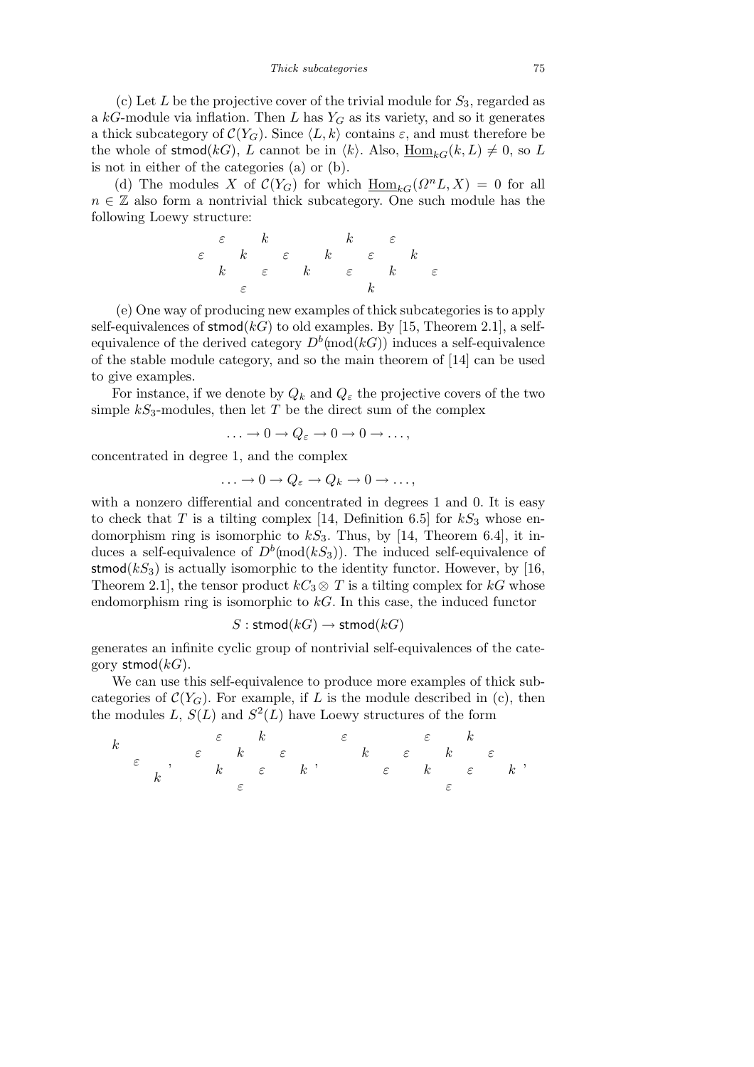(c) Let $L$ be the projective cover of the trivial module for $S_3$, regarded as a $kG$-module via inflation. Then $L$ has $Y_G$ as its variety, and so it generates a thick subcategory of $\mathcal{C}(Y_G)$. Since $\langle L, k\rangle$ contains $\varepsilon$, and must therefore be the whole of $\mathsf{stmod}(kG)$, $L$ cannot be in $\langle k\rangle$. Also, $\underline{\mathrm{Hom}}_{kG}(k, L) \neq 0$, so $L$ is not in either of the categories (a) or (b).

(d) The modules $X$ of $\mathcal{C}(Y_G)$ for which $\underline{\mathrm{Hom}}_{kG}(\Omega^n L, X) = 0$ for all $n \in \mathbb{Z}$ also form a nontrivial thick subcategory. One such module has the following Loewy structure:

$$\begin{array}{cccccccccccc} & \varepsilon & & k & & & & k & & \varepsilon & & \\ \varepsilon & & k & & \varepsilon & & k & & \varepsilon & & k & \\ & k & & \varepsilon & & k & & \varepsilon & & k & & \varepsilon \\ & & \varepsilon & & & & & & k & & & \end{array}$$

(e) One way of producing new examples of thick subcategories is to apply self-equivalences of $\mathsf{stmod}(kG)$ to old examples. By [15, Theorem 2.1], a self-equivalence of the derived category $D^b(\mathrm{mod}(kG))$ induces a self-equivalence of the stable module category, and so the main theorem of [14] can be used to give examples.

For instance, if we denote by $Q_k$ and $Q_\varepsilon$ the projective covers of the two simple $kS_3$-modules, then let $T$ be the direct sum of the complex

$$\ldots \to 0 \to Q_\varepsilon \to 0 \to 0 \to \ldots,$$

concentrated in degree 1, and the complex

$$\ldots \to 0 \to Q_\varepsilon \to Q_k \to 0 \to \ldots,$$

with a nonzero differential and concentrated in degrees 1 and 0. It is easy to check that $T$ is a tilting complex [14, Definition 6.5] for $kS_3$ whose endomorphism ring is isomorphic to $kS_3$. Thus, by [14, Theorem 6.4], it induces a self-equivalence of $D^b(\mathrm{mod}(kS_3))$. The induced self-equivalence of $\mathsf{stmod}(kS_3)$ is actually isomorphic to the identity functor. However, by [16, Theorem 2.1], the tensor product $kC_3 \otimes T$ is a tilting complex for $kG$ whose endomorphism ring is isomorphic to $kG$. In this case, the induced functor

$$S : \mathsf{stmod}(kG) \to \mathsf{stmod}(kG)$$

generates an infinite cyclic group of nontrivial self-equivalences of the category $\mathsf{stmod}(kG)$.

We can use this self-equivalence to produce more examples of thick subcategories of $\mathcal{C}(Y_G)$. For example, if $L$ is the module described in (c), then the modules $L$, $S(L)$ and $S^2(L)$ have Loewy structures of the form

$$\begin{array}{ccc} k & & \\ & \varepsilon & \\ & & k \end{array}, \quad \begin{array}{cccccc} & \varepsilon & & k & & \\ \varepsilon & & k & & \varepsilon & \\ & k & & \varepsilon & & k \\ & & \varepsilon & & & \end{array}, \quad \begin{array}{ccccccccc} \varepsilon & & & & \varepsilon & & k & & \\ & k & & \varepsilon & & k & & \varepsilon & \\ & & \varepsilon & & k & & \varepsilon & & k \\ & & & & \varepsilon & & & & \end{array},$$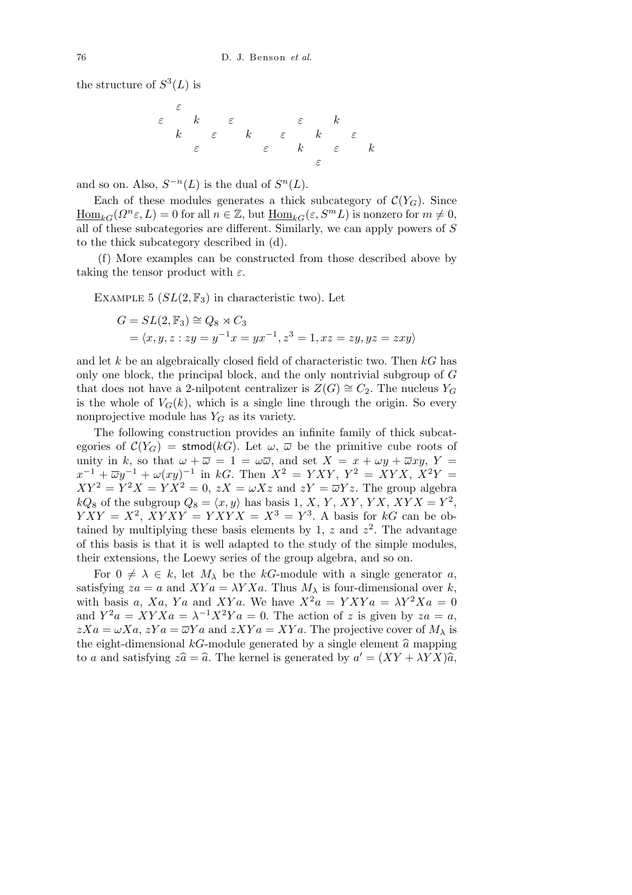the structure of $S^3(L)$ is

$$
\begin{array}{ccccccccccccc}
 & \varepsilon & & & & & & & & & & & \\
\varepsilon & & k & & \varepsilon & & & & \varepsilon & & k & & \\
 & k & & \varepsilon & & k & & \varepsilon & & k & & \varepsilon & \\
 & & \varepsilon & & & & \varepsilon & & k & & \varepsilon & & k \\
 & & & & & & & & & \varepsilon & & & 
\end{array}
$$

and so on. Also, $S^{-n}(L)$ is the dual of $S^n(L)$.

Each of these modules generates a thick subcategory of $\mathcal{C}(Y_G)$. Since $\underline{\mathrm{Hom}}_{kG}(\Omega^n\varepsilon, L) = 0$ for all $n \in \mathbb{Z}$, but $\underline{\mathrm{Hom}}_{kG}(\varepsilon, S^m L)$ is nonzero for $m \neq 0$, all of these subcategories are different. Similarly, we can apply powers of $S$ to the thick subcategory described in (d).

(f) More examples can be constructed from those described above by taking the tensor product with $\varepsilon$.

Example 5 ($SL(2, \mathbb{F}_3)$ in characteristic two). Let

$$
\begin{aligned}
G &= SL(2, \mathbb{F}_3) \cong Q_8 \rtimes C_3 \\
&= \langle x, y, z : zy = y^{-1}x = yx^{-1}, z^3 = 1, xz = zy, yz = zxy \rangle
\end{aligned}
$$

and let $k$ be an algebraically closed field of characteristic two. Then $kG$ has only one block, the principal block, and the only nontrivial subgroup of $G$ that does not have a 2-nilpotent centralizer is $Z(G) \cong C_2$. The nucleus $Y_G$ is the whole of $V_G(k)$, which is a single line through the origin. So every nonprojective module has $Y_G$ as its variety.

The following construction provides an infinite family of thick subcategories of $\mathcal{C}(Y_G) = \mathsf{stmod}(kG)$. Let $\omega$, $\overline{\omega}$ be the primitive cube roots of unity in $k$, so that $\omega + \overline{\omega} = 1 = \omega\overline{\omega}$, and set $X = x + \omega y + \overline{\omega} xy$, $Y = x^{-1} + \overline{\omega} y^{-1} + \omega (xy)^{-1}$ in $kG$. Then $X^2 = YXY$, $Y^2 = XYX$, $X^2 Y = XY^2 = Y^2 X = YX^2 = 0$, $zX = \omega X z$ and $zY = \overline{\omega} Y z$. The group algebra $kQ_8$ of the subgroup $Q_8 = \langle x, y \rangle$ has basis $1$, $X$, $Y$, $XY$, $YX$, $XYX = Y^2$, $YXY = X^2$, $XYXY = YXYX = X^3 = Y^3$. A basis for $kG$ can be obtained by multiplying these basis elements by $1$, $z$ and $z^2$. The advantage of this basis is that it is well adapted to the study of the simple modules, their extensions, the Loewy series of the group algebra, and so on.

For $0 \neq \lambda \in k$, let $M_\lambda$ be the $kG$-module with a single generator $a$, satisfying $za = a$ and $XYa = \lambda YXa$. Thus $M_\lambda$ is four-dimensional over $k$, with basis $a$, $Xa$, $Ya$ and $XYa$. We have $X^2 a = YXYa = \lambda Y^2 X a = 0$ and $Y^2 a = XYXa = \lambda^{-1} X^2 Y a = 0$. The action of $z$ is given by $za = a$, $zXa = \omega Xa$, $zYa = \overline{\omega} Ya$ and $zXYa = XYa$. The projective cover of $M_\lambda$ is the eight-dimensional $kG$-module generated by a single element $\widehat{a}$ mapping to $a$ and satisfying $z\widehat{a} = \widehat{a}$. The kernel is generated by $a' = (XY + \lambda YX)\widehat{a}$,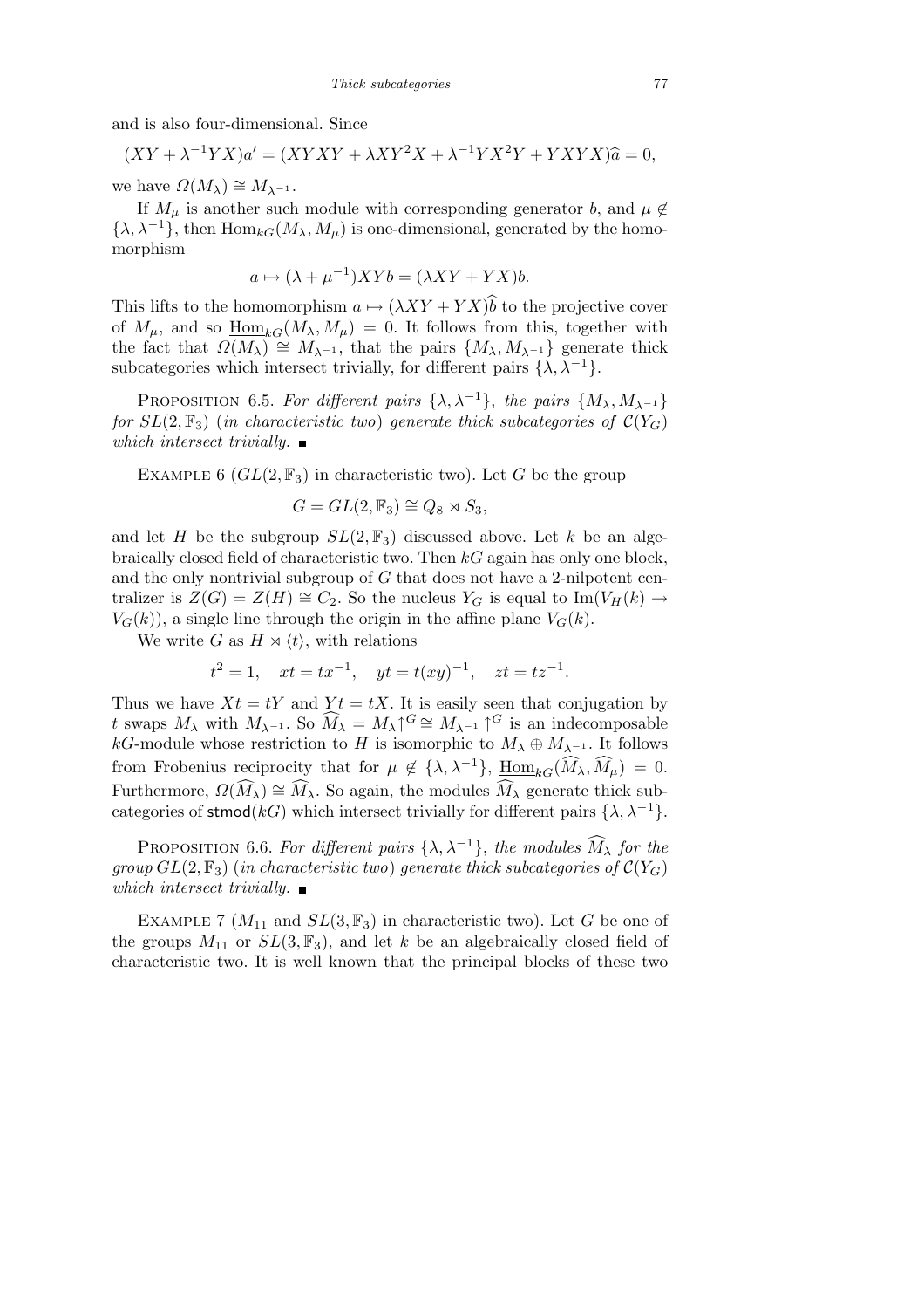and is also four-dimensional. Since

$$(XY + \lambda^{-1}YX)a' = (XYXY + \lambda XY^2X + \lambda^{-1}YX^2Y + YXYX)\widehat{a} = 0,$$

we have $\Omega(M_\lambda) \cong M_{\lambda^{-1}}$.

If $M_\mu$ is another such module with corresponding generator $b$, and $\mu \notin \{\lambda, \lambda^{-1}\}$, then $\mathrm{Hom}_{kG}(M_\lambda, M_\mu)$ is one-dimensional, generated by the homomorphism

$$a \mapsto (\lambda + \mu^{-1})XYb = (\lambda XY + YX)b.$$

This lifts to the homomorphism $a \mapsto (\lambda XY + YX)\widehat{b}$ to the projective cover of $M_\mu$, and so $\underline{\mathrm{Hom}}_{kG}(M_\lambda, M_\mu) = 0$. It follows from this, together with the fact that $\Omega(M_\lambda) \cong M_{\lambda^{-1}}$, that the pairs $\{M_\lambda, M_{\lambda^{-1}}\}$ generate thick subcategories which intersect trivially, for different pairs $\{\lambda, \lambda^{-1}\}$.

Proposition 6.5. *For different pairs $\{\lambda, \lambda^{-1}\}$, the pairs $\{M_\lambda, M_{\lambda^{-1}}\}$ for $SL(2, \mathbb{F}_3)$ (in characteristic two) generate thick subcategories of $\mathcal{C}(Y_G)$ which intersect trivially.* ∎

Example 6 ($GL(2, \mathbb{F}_3)$ in characteristic two). Let $G$ be the group

$$G = GL(2, \mathbb{F}_3) \cong Q_8 \rtimes S_3,$$

and let $H$ be the subgroup $SL(2, \mathbb{F}_3)$ discussed above. Let $k$ be an algebraically closed field of characteristic two. Then $kG$ again has only one block, and the only nontrivial subgroup of $G$ that does not have a 2-nilpotent centralizer is $Z(G) = Z(H) \cong C_2$. So the nucleus $Y_G$ is equal to $\mathrm{Im}(V_H(k) \to V_G(k))$, a single line through the origin in the affine plane $V_G(k)$.

We write $G$ as $H \rtimes \langle t \rangle$, with relations

$$t^2 = 1, \quad xt = tx^{-1}, \quad yt = t(xy)^{-1}, \quad zt = tz^{-1}.$$

Thus we have $Xt = tY$ and $Yt = tX$. It is easily seen that conjugation by $t$ swaps $M_\lambda$ with $M_{\lambda^{-1}}$. So $\widehat{M}_\lambda = M_\lambda{\uparrow^G} \cong M_{\lambda^{-1}}{\uparrow^G}$ is an indecomposable $kG$-module whose restriction to $H$ is isomorphic to $M_\lambda \oplus M_{\lambda^{-1}}$. It follows from Frobenius reciprocity that for $\mu \notin \{\lambda, \lambda^{-1}\}$, $\underline{\mathrm{Hom}}_{kG}(\widehat{M}_\lambda, \widehat{M}_\mu) = 0$. Furthermore, $\Omega(\widehat{M}_\lambda) \cong \widehat{M}_\lambda$. So again, the modules $\widehat{M}_\lambda$ generate thick subcategories of $\mathsf{stmod}(kG)$ which intersect trivially for different pairs $\{\lambda, \lambda^{-1}\}$.

Proposition 6.6. *For different pairs $\{\lambda, \lambda^{-1}\}$, the modules $\widehat{M}_\lambda$ for the group $GL(2, \mathbb{F}_3)$ (in characteristic two) generate thick subcategories of $\mathcal{C}(Y_G)$ which intersect trivially.* ∎

Example 7 ($M_{11}$ and $SL(3, \mathbb{F}_3)$ in characteristic two). Let $G$ be one of the groups $M_{11}$ or $SL(3, \mathbb{F}_3)$, and let $k$ be an algebraically closed field of characteristic two. It is well known that the principal blocks of these two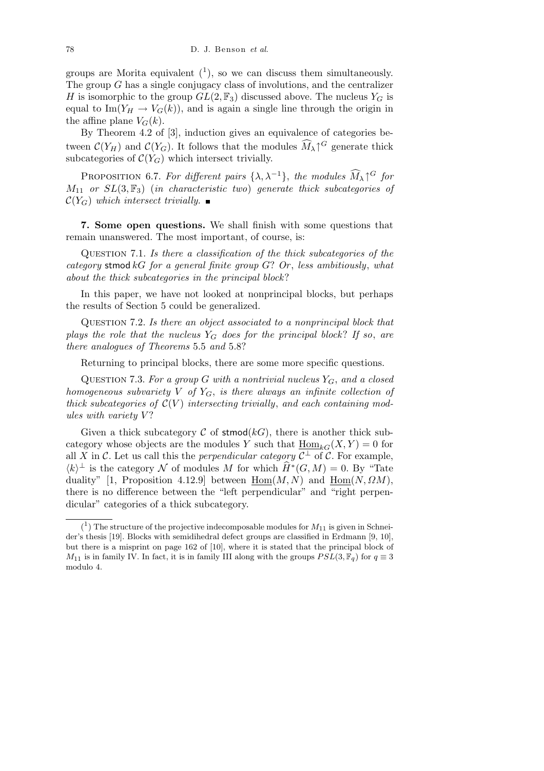groups are Morita equivalent ([1]), so we can discuss them simultaneously. The group $G$ has a single conjugacy class of involutions, and the centralizer $H$ is isomorphic to the group $GL(2, \mathbb{F}_3)$ discussed above. The nucleus $Y_G$ is equal to $\operatorname{Im}(Y_H \to V_G(k))$, and is again a single line through the origin in the affine plane $V_G(k)$.

By Theorem 4.2 of [3], induction gives an equivalence of categories between $\mathcal{C}(Y_H)$ and $\mathcal{C}(Y_G)$. It follows that the modules $\widehat{M_\lambda}{\uparrow^G}$ generate thick subcategories of $\mathcal{C}(Y_G)$ which intersect trivially.

PROPOSITION 6.7. *For different pairs* $\{\lambda, \lambda^{-1}\}$, *the modules* $\widehat{M_\lambda}{\uparrow^G}$ *for* $M_{11}$ *or* $SL(3, \mathbb{F}_3)$ (*in characteristic two*) *generate thick subcategories of* $\mathcal{C}(Y_G)$ *which intersect trivially.* ∎

**7. Some open questions.** We shall finish with some questions that remain unanswered. The most important, of course, is:

QUESTION 7.1. *Is there a classification of the thick subcategories of the category* $\mathsf{stmod}\, kG$ *for a general finite group* $G$? *Or*, *less ambitiously*, *what about the thick subcategories in the principal block*?

In this paper, we have not looked at nonprincipal blocks, but perhaps the results of Section 5 could be generalized.

QUESTION 7.2. *Is there an object associated to a nonprincipal block that plays the role that the nucleus* $Y_G$ *does for the principal block*? *If so*, *are there analogues of Theorems* 5.5 *and* 5.8?

Returning to principal blocks, there are some more specific questions.

QUESTION 7.3. *For a group* $G$ *with a nontrivial nucleus* $Y_G$, *and a closed homogeneous subvariety* $V$ *of* $Y_G$, *is there always an infinite collection of thick subcategories of* $\mathcal{C}(V)$ *intersecting trivially*, *and each containing modules with variety* $V$?

Given a thick subcategory $\mathcal{C}$ of $\mathsf{stmod}(kG)$, there is another thick subcategory whose objects are the modules $Y$ such that $\underline{\operatorname{Hom}}_{kG}(X, Y) = 0$ for all $X$ in $\mathcal{C}$. Let us call this the *perpendicular category* $\mathcal{C}^\perp$ of $\mathcal{C}$. For example, $\langle k \rangle^\perp$ is the category $\mathcal{N}$ of modules $M$ for which $\widehat{H}^*(G, M) = 0$. By "Tate duality" [1, Proposition 4.12.9] between $\underline{\operatorname{Hom}}(M, N)$ and $\underline{\operatorname{Hom}}(N, \Omega M)$, there is no difference between the "left perpendicular" and "right perpendicular" categories of a thick subcategory.

---

[1] The structure of the projective indecomposable modules for $M_{11}$ is given in Schneider's thesis [19]. Blocks with semidihedral defect groups are classified in Erdmann [9, 10], but there is a misprint on page 162 of [10], where it is stated that the principal block of $M_{11}$ is in family IV. In fact, it is in family III along with the groups $PSL(3, \mathbb{F}_q)$ for $q \equiv 3$ modulo 4.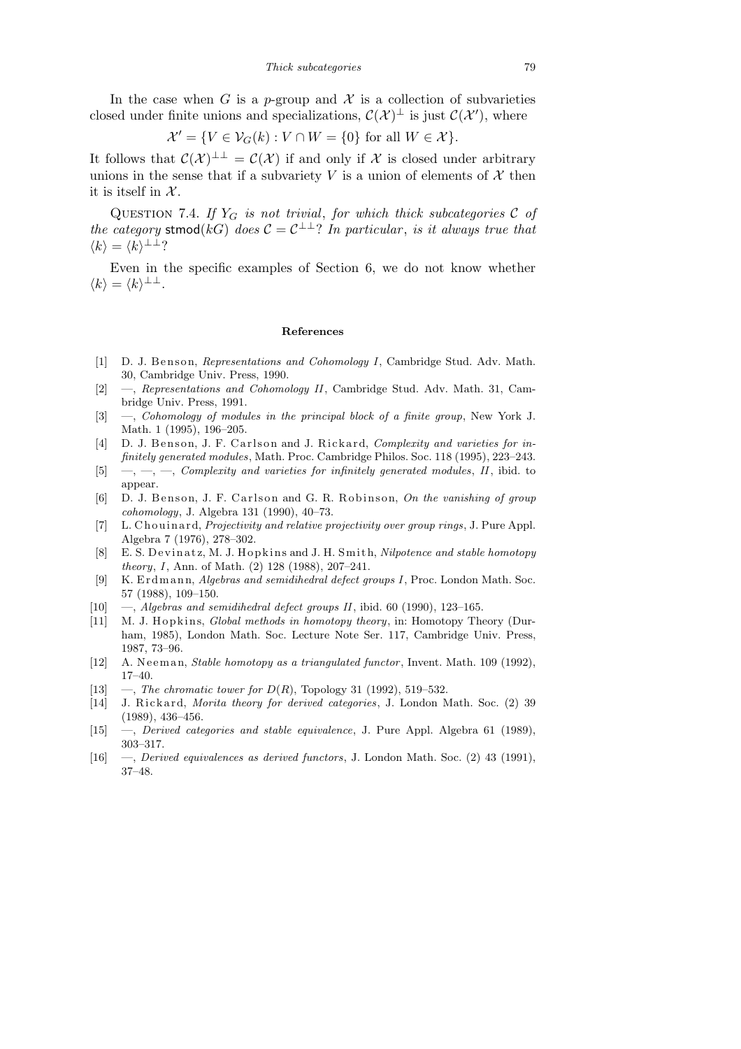In the case when $G$ is a $p$-group and $\mathcal{X}$ is a collection of subvarieties closed under finite unions and specializations, $\mathcal{C}(\mathcal{X})^{\perp}$ is just $\mathcal{C}(\mathcal{X}')$, where

$$\mathcal{X}' = \{V \in \mathcal{V}_G(k) : V \cap W = \{0\} \text{ for all } W \in \mathcal{X}\}.$$

It follows that $\mathcal{C}(\mathcal{X})^{\perp\perp} = \mathcal{C}(\mathcal{X})$ if and only if $\mathcal{X}$ is closed under arbitrary unions in the sense that if a subvariety $V$ is a union of elements of $\mathcal{X}$ then it is itself in $\mathcal{X}$.

QUESTION 7.4. *If $Y_G$ is not trivial, for which thick subcategories $\mathcal{C}$ of the category* $\mathsf{stmod}(kG)$ *does $\mathcal{C} = \mathcal{C}^{\perp\perp}$? In particular, is it always true that $\langle k \rangle = \langle k \rangle^{\perp\perp}$?*

Even in the specific examples of Section 6, we do not know whether $\langle k \rangle = \langle k \rangle^{\perp\perp}$.

## References

- [1] D. J. Benson, *Representations and Cohomology I*, Cambridge Stud. Adv. Math. 30, Cambridge Univ. Press, 1990.
- [2] —, *Representations and Cohomology II*, Cambridge Stud. Adv. Math. 31, Cambridge Univ. Press, 1991.
- [3] —, *Cohomology of modules in the principal block of a finite group*, New York J. Math. 1 (1995), 196–205.
- [4] D. J. Benson, J. F. Carlson and J. Rickard, *Complexity and varieties for infinitely generated modules*, Math. Proc. Cambridge Philos. Soc. 118 (1995), 223–243.
- [5] —, —, —, *Complexity and varieties for infinitely generated modules, II*, ibid. to appear.
- [6] D. J. Benson, J. F. Carlson and G. R. Robinson, *On the vanishing of group cohomology*, J. Algebra 131 (1990), 40–73.
- [7] L. Chouinard, *Projectivity and relative projectivity over group rings*, J. Pure Appl. Algebra 7 (1976), 278–302.
- [8] E. S. Devinatz, M. J. Hopkins and J. H. Smith, *Nilpotence and stable homotopy theory, I*, Ann. of Math. (2) 128 (1988), 207–241.
- [9] K. Erdmann, *Algebras and semidihedral defect groups I*, Proc. London Math. Soc. 57 (1988), 109–150.
- [10] —, *Algebras and semidihedral defect groups II*, ibid. 60 (1990), 123–165.
- [11] M. J. Hopkins, *Global methods in homotopy theory*, in: Homotopy Theory (Durham, 1985), London Math. Soc. Lecture Note Ser. 117, Cambridge Univ. Press, 1987, 73–96.
- [12] A. Neeman, *Stable homotopy as a triangulated functor*, Invent. Math. 109 (1992), 17–40.
- [13] —, *The chromatic tower for $D(R)$*, Topology 31 (1992), 519–532.
- [14] J. Rickard, *Morita theory for derived categories*, J. London Math. Soc. (2) 39 (1989), 436–456.
- [15] —, *Derived categories and stable equivalence*, J. Pure Appl. Algebra 61 (1989), 303–317.
- [16] —, *Derived equivalences as derived functors*, J. London Math. Soc. (2) 43 (1991), 37–48.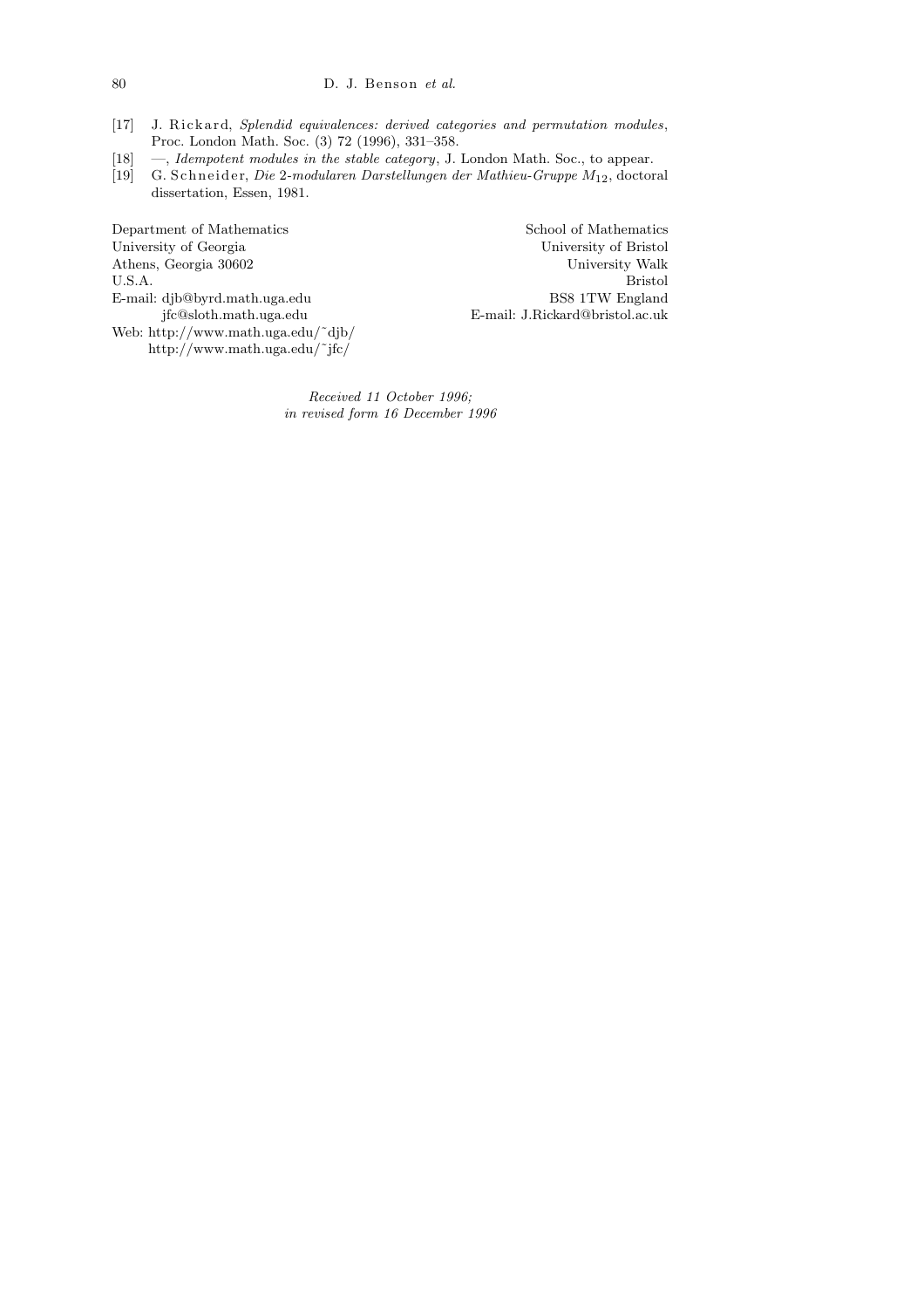[17] J. Rickard, *Splendid equivalences: derived categories and permutation modules*, Proc. London Math. Soc. (3) 72 (1996), 331–358.

[18] —, *Idempotent modules in the stable category*, J. London Math. Soc., to appear.

[19] G. Schneider, *Die 2-modularen Darstellungen der Mathieu-Gruppe $M_{12}$*, doctoral dissertation, Essen, 1981.

Department of Mathematics
University of Georgia
Athens, Georgia 30602
U.S.A.
E-mail: djb@byrd.math.uga.edu
jfc@sloth.math.uga.edu
Web: http://www.math.uga.edu/~djb/
http://www.math.uga.edu/~jfc/

School of Mathematics
University of Bristol
University Walk
Bristol
BS8 1TW England
E-mail: J.Rickard@bristol.ac.uk

*Received 11 October 1996;*
*in revised form 16 December 1996*